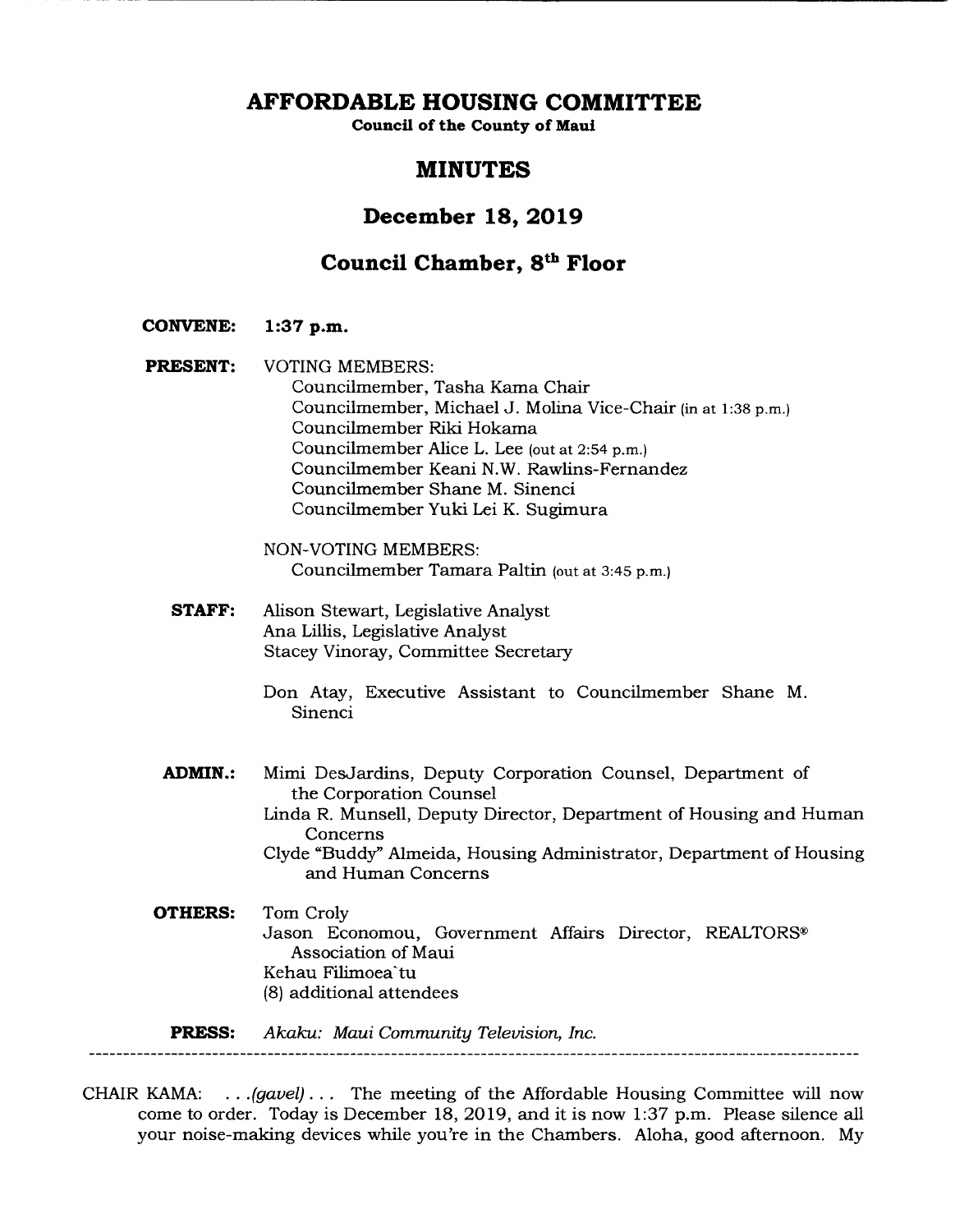# AFFORDABLE HOUSING COMMITTEE

**Council of the County of Maui**

## MINUTES

## December 18, 2019

## Council Chamber, 8th Floor

**CONVENE:** 1:37 p.m.

**PRESENT:** VOTING MEMBERS:
Councilmember, Tasha Kama Chair
Councilmember, Michael J. Molina Vice-Chair (in at 1:38 p.m.)
Councilmember Riki Hokama
Councilmember Alice L. Lee (out at 2:54 p.m.)
Councilmember Keani N.W. Rawlins-Fernandez
Councilmember Shane M. Sinenci
Councilmember Yuki Lei K. Sugimura

NON-VOTING MEMBERS:
Councilmember Tamara Paltin (out at 3:45 p.m.)

**STAFF:** Alison Stewart, Legislative Analyst
Ana Lillis, Legislative Analyst
Stacey Vinoray, Committee Secretary

Don Atay, Executive Assistant to Councilmember Shane M. Sinenci

**ADMIN.:** Mimi DesJardins, Deputy Corporation Counsel, Department of the Corporation Counsel
Linda R. Munsell, Deputy Director, Department of Housing and Human Concerns
Clyde "Buddy" Almeida, Housing Administrator, Department of Housing and Human Concerns

**OTHERS:** Tom Croly
Jason Economou, Government Affairs Director, REALTORS® Association of Maui
Kehau Filimoea`tu
(8) additional attendees

**PRESS:** *Akaku: Maui Community Television, Inc.*

---

CHAIR KAMA: ...*(gavel)*... The meeting of the Affordable Housing Committee will now come to order. Today is December 18, 2019, and it is now 1:37 p.m. Please silence all your noise-making devices while you're in the Chambers. Aloha, good afternoon. My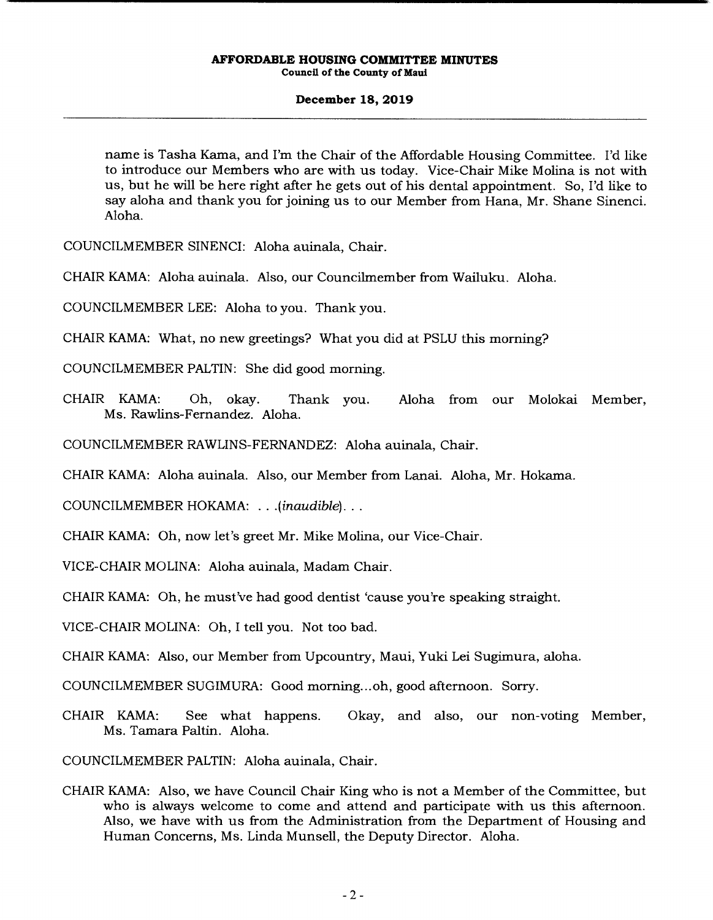name is Tasha Kama, and I'm the Chair of the Affordable Housing Committee. I'd like to introduce our Members who are with us today. Vice-Chair Mike Molina is not with us, but he will be here right after he gets out of his dental appointment. So, I'd like to say aloha and thank you for joining us to our Member from Hana, Mr. Shane Sinenci. Aloha.

COUNCILMEMBER SINENCI: Aloha auinala, Chair.

CHAIR KAMA: Aloha auinala. Also, our Councilmember from Wailuku. Aloha.

COUNCILMEMBER LEE: Aloha to you. Thank you.

CHAIR KAMA: What, no new greetings? What you did at PSLU this morning?

COUNCILMEMBER PALTIN: She did good morning.

CHAIR KAMA: Oh, okay. Thank you. Aloha from our Molokai Member, Ms. Rawlins-Fernandez. Aloha.

COUNCILMEMBER RAWLINS-FERNANDEZ: Aloha auinala, Chair.

CHAIR KAMA: Aloha auinala. Also, our Member from Lanai. Aloha, Mr. Hokama.

COUNCILMEMBER HOKAMA: . . .*(inaudible)*. . .

CHAIR KAMA: Oh, now let's greet Mr. Mike Molina, our Vice-Chair.

VICE-CHAIR MOLINA: Aloha auinala, Madam Chair.

CHAIR KAMA: Oh, he must've had good dentist 'cause you're speaking straight.

VICE-CHAIR MOLINA: Oh, I tell you. Not too bad.

CHAIR KAMA: Also, our Member from Upcountry, Maui, Yuki Lei Sugimura, aloha.

COUNCILMEMBER SUGIMURA: Good morning...oh, good afternoon. Sorry.

CHAIR KAMA: See what happens. Okay, and also, our non-voting Member, Ms. Tamara Paltin. Aloha.

COUNCILMEMBER PALTIN: Aloha auinala, Chair.

CHAIR KAMA: Also, we have Council Chair King who is not a Member of the Committee, but who is always welcome to come and attend and participate with us this afternoon. Also, we have with us from the Administration from the Department of Housing and Human Concerns, Ms. Linda Munsell, the Deputy Director. Aloha.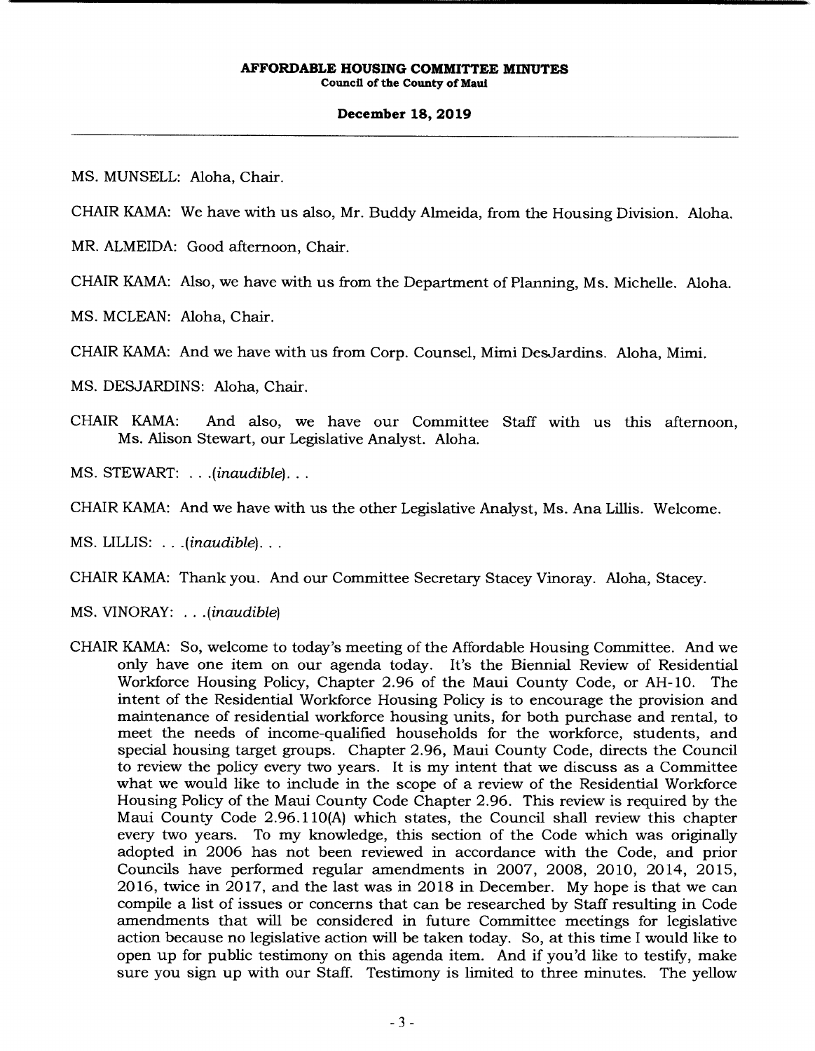MS. MUNSELL: Aloha, Chair.

CHAIR KAMA: We have with us also, Mr. Buddy Almeida, from the Housing Division. Aloha.

MR. ALMEIDA: Good afternoon, Chair.

CHAIR KAMA: Also, we have with us from the Department of Planning, Ms. Michelle. Aloha.

MS. MCLEAN: Aloha, Chair.

CHAIR KAMA: And we have with us from Corp. Counsel, Mimi DesJardins. Aloha, Mimi.

MS. DESJARDINS: Aloha, Chair.

CHAIR KAMA: And also, we have our Committee Staff with us this afternoon, Ms. Alison Stewart, our Legislative Analyst. Aloha.

MS. STEWART: . . .*(inaudible)*. . .

CHAIR KAMA: And we have with us the other Legislative Analyst, Ms. Ana Lillis. Welcome.

MS. LILLIS: . . .*(inaudible)*. . .

CHAIR KAMA: Thank you. And our Committee Secretary Stacey Vinoray. Aloha, Stacey.

MS. VINORAY: . . .*(inaudible)*

CHAIR KAMA: So, welcome to today's meeting of the Affordable Housing Committee. And we only have one item on our agenda today. It's the Biennial Review of Residential Workforce Housing Policy, Chapter 2.96 of the Maui County Code, or AH-10. The intent of the Residential Workforce Housing Policy is to encourage the provision and maintenance of residential workforce housing units, for both purchase and rental, to meet the needs of income-qualified households for the workforce, students, and special housing target groups. Chapter 2.96, Maui County Code, directs the Council to review the policy every two years. It is my intent that we discuss as a Committee what we would like to include in the scope of a review of the Residential Workforce Housing Policy of the Maui County Code Chapter 2.96. This review is required by the Maui County Code 2.96.110(A) which states, the Council shall review this chapter every two years. To my knowledge, this section of the Code which was originally adopted in 2006 has not been reviewed in accordance with the Code, and prior Councils have performed regular amendments in 2007, 2008, 2010, 2014, 2015, 2016, twice in 2017, and the last was in 2018 in December. My hope is that we can compile a list of issues or concerns that can be researched by Staff resulting in Code amendments that will be considered in future Committee meetings for legislative action because no legislative action will be taken today. So, at this time I would like to open up for public testimony on this agenda item. And if you'd like to testify, make sure you sign up with our Staff. Testimony is limited to three minutes. The yellow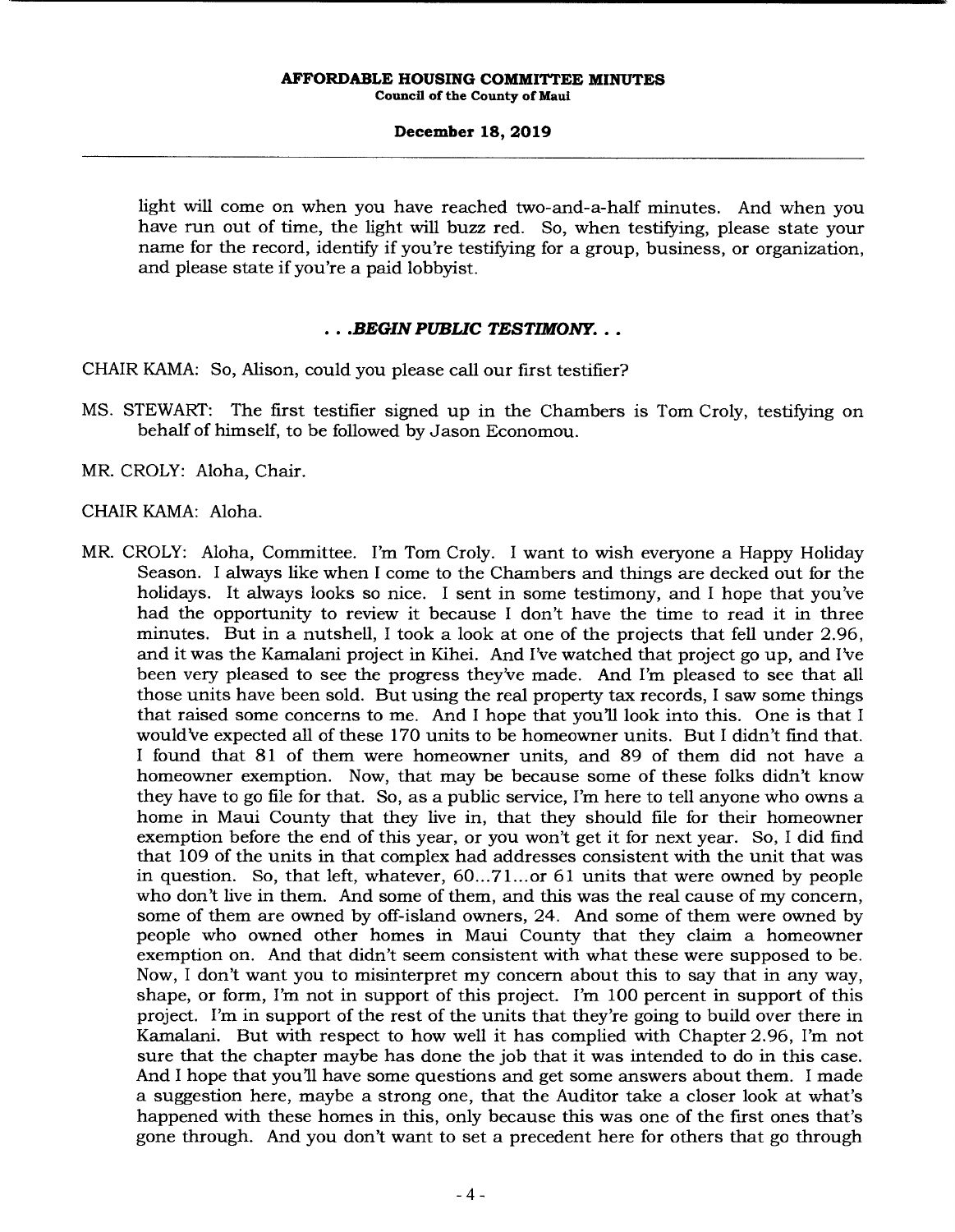light will come on when you have reached two-and-a-half minutes. And when you have run out of time, the light will buzz red. So, when testifying, please state your name for the record, identify if you're testifying for a group, business, or organization, and please state if you're a paid lobbyist.

**. . .*BEGIN PUBLIC TESTIMONY*. . .**

CHAIR KAMA: So, Alison, could you please call our first testifier?

MS. STEWART: The first testifier signed up in the Chambers is Tom Croly, testifying on behalf of himself, to be followed by Jason Economou.

MR. CROLY: Aloha, Chair.

CHAIR KAMA: Aloha.

MR. CROLY: Aloha, Committee. I'm Tom Croly. I want to wish everyone a Happy Holiday Season. I always like when I come to the Chambers and things are decked out for the holidays. It always looks so nice. I sent in some testimony, and I hope that you've had the opportunity to review it because I don't have the time to read it in three minutes. But in a nutshell, I took a look at one of the projects that fell under 2.96, and it was the Kamalani project in Kihei. And I've watched that project go up, and I've been very pleased to see the progress they've made. And I'm pleased to see that all those units have been sold. But using the real property tax records, I saw some things that raised some concerns to me. And I hope that you'll look into this. One is that I would've expected all of these 170 units to be homeowner units. But I didn't find that. I found that 81 of them were homeowner units, and 89 of them did not have a homeowner exemption. Now, that may be because some of these folks didn't know they have to go file for that. So, as a public service, I'm here to tell anyone who owns a home in Maui County that they live in, that they should file for their homeowner exemption before the end of this year, or you won't get it for next year. So, I did find that 109 of the units in that complex had addresses consistent with the unit that was in question. So, that left, whatever, 60...71...or 61 units that were owned by people who don't live in them. And some of them, and this was the real cause of my concern, some of them are owned by off-island owners, 24. And some of them were owned by people who owned other homes in Maui County that they claim a homeowner exemption on. And that didn't seem consistent with what these were supposed to be. Now, I don't want you to misinterpret my concern about this to say that in any way, shape, or form, I'm not in support of this project. I'm 100 percent in support of this project. I'm in support of the rest of the units that they're going to build over there in Kamalani. But with respect to how well it has complied with Chapter 2.96, I'm not sure that the chapter maybe has done the job that it was intended to do in this case. And I hope that you'll have some questions and get some answers about them. I made a suggestion here, maybe a strong one, that the Auditor take a closer look at what's happened with these homes in this, only because this was one of the first ones that's gone through. And you don't want to set a precedent here for others that go through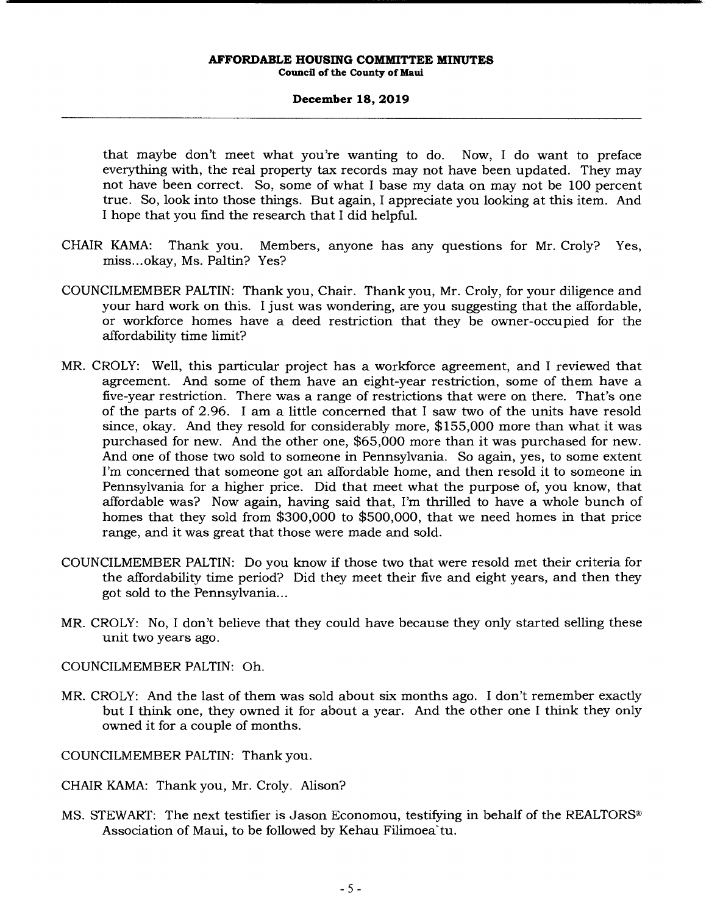that maybe don't meet what you're wanting to do. Now, I do want to preface everything with, the real property tax records may not have been updated. They may not have been correct. So, some of what I base my data on may not be 100 percent true. So, look into those things. But again, I appreciate you looking at this item. And I hope that you find the research that I did helpful.

CHAIR KAMA: Thank you. Members, anyone has any questions for Mr. Croly? Yes, miss...okay, Ms. Paltin? Yes?

COUNCILMEMBER PALTIN: Thank you, Chair. Thank you, Mr. Croly, for your diligence and your hard work on this. I just was wondering, are you suggesting that the affordable, or workforce homes have a deed restriction that they be owner-occupied for the affordability time limit?

MR. CROLY: Well, this particular project has a workforce agreement, and I reviewed that agreement. And some of them have an eight-year restriction, some of them have a five-year restriction. There was a range of restrictions that were on there. That's one of the parts of 2.96. I am a little concerned that I saw two of the units have resold since, okay. And they resold for considerably more, $155,000 more than what it was purchased for new. And the other one, $65,000 more than it was purchased for new. And one of those two sold to someone in Pennsylvania. So again, yes, to some extent I'm concerned that someone got an affordable home, and then resold it to someone in Pennsylvania for a higher price. Did that meet what the purpose of, you know, that affordable was? Now again, having said that, I'm thrilled to have a whole bunch of homes that they sold from $300,000 to $500,000, that we need homes in that price range, and it was great that those were made and sold.

COUNCILMEMBER PALTIN: Do you know if those two that were resold met their criteria for the affordability time period? Did they meet their five and eight years, and then they got sold to the Pennsylvania...

MR. CROLY: No, I don't believe that they could have because they only started selling these unit two years ago.

COUNCILMEMBER PALTIN: Oh.

MR. CROLY: And the last of them was sold about six months ago. I don't remember exactly but I think one, they owned it for about a year. And the other one I think they only owned it for a couple of months.

COUNCILMEMBER PALTIN: Thank you.

CHAIR KAMA: Thank you, Mr. Croly. Alison?

MS. STEWART: The next testifier is Jason Economou, testifying in behalf of the REALTORS® Association of Maui, to be followed by Kehau Filimoeaʻtu.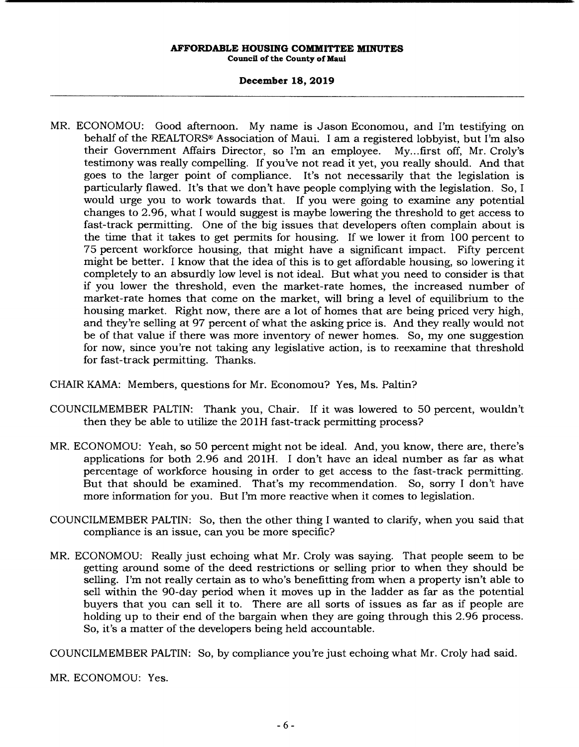MR. ECONOMOU: Good afternoon. My name is Jason Economou, and I'm testifying on behalf of the REALTORS® Association of Maui. I am a registered lobbyist, but I'm also their Government Affairs Director, so I'm an employee. My...first off, Mr. Croly's testimony was really compelling. If you've not read it yet, you really should. And that goes to the larger point of compliance. It's not necessarily that the legislation is particularly flawed. It's that we don't have people complying with the legislation. So, I would urge you to work towards that. If you were going to examine any potential changes to 2.96, what I would suggest is maybe lowering the threshold to get access to fast-track permitting. One of the big issues that developers often complain about is the time that it takes to get permits for housing. If we lower it from 100 percent to 75 percent workforce housing, that might have a significant impact. Fifty percent might be better. I know that the idea of this is to get affordable housing, so lowering it completely to an absurdly low level is not ideal. But what you need to consider is that if you lower the threshold, even the market-rate homes, the increased number of market-rate homes that come on the market, will bring a level of equilibrium to the housing market. Right now, there are a lot of homes that are being priced very high, and they're selling at 97 percent of what the asking price is. And they really would not be of that value if there was more inventory of newer homes. So, my one suggestion for now, since you're not taking any legislative action, is to reexamine that threshold for fast-track permitting. Thanks.

CHAIR KAMA: Members, questions for Mr. Economou? Yes, Ms. Paltin?

COUNCILMEMBER PALTIN: Thank you, Chair. If it was lowered to 50 percent, wouldn't then they be able to utilize the 201H fast-track permitting process?

MR. ECONOMOU: Yeah, so 50 percent might not be ideal. And, you know, there are, there's applications for both 2.96 and 201H. I don't have an ideal number as far as what percentage of workforce housing in order to get access to the fast-track permitting. But that should be examined. That's my recommendation. So, sorry I don't have more information for you. But I'm more reactive when it comes to legislation.

COUNCILMEMBER PALTIN: So, then the other thing I wanted to clarify, when you said that compliance is an issue, can you be more specific?

MR. ECONOMOU: Really just echoing what Mr. Croly was saying. That people seem to be getting around some of the deed restrictions or selling prior to when they should be selling. I'm not really certain as to who's benefitting from when a property isn't able to sell within the 90-day period when it moves up in the ladder as far as the potential buyers that you can sell it to. There are all sorts of issues as far as if people are holding up to their end of the bargain when they are going through this 2.96 process. So, it's a matter of the developers being held accountable.

COUNCILMEMBER PALTIN: So, by compliance you're just echoing what Mr. Croly had said.

MR. ECONOMOU: Yes.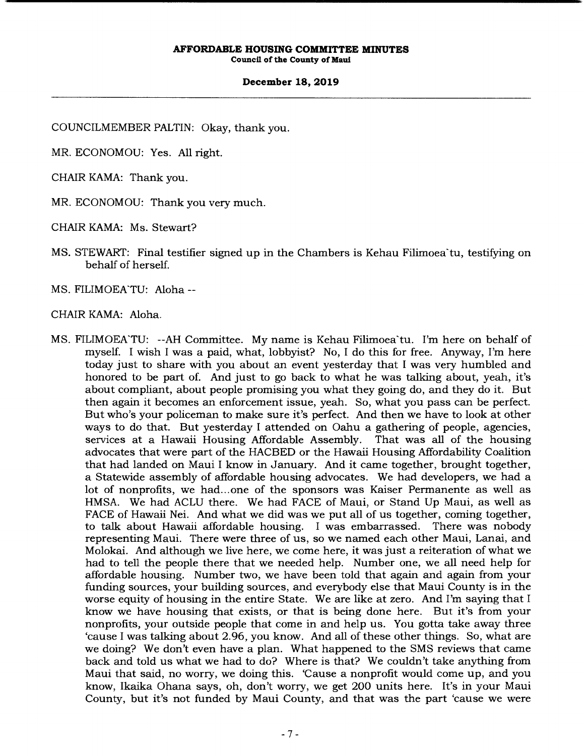COUNCILMEMBER PALTIN: Okay, thank you.

MR. ECONOMOU: Yes. All right.

CHAIR KAMA: Thank you.

MR. ECONOMOU: Thank you very much.

CHAIR KAMA: Ms. Stewart?

MS. STEWART: Final testifier signed up in the Chambers is Kehau Filimoea`tu, testifying on behalf of herself.

MS. FILIMOEA`TU: Aloha --

CHAIR KAMA: Aloha.

MS. FILIMOEA`TU: --AH Committee. My name is Kehau Filimoea`tu. I'm here on behalf of myself. I wish I was a paid, what, lobbyist? No, I do this for free. Anyway, I'm here today just to share with you about an event yesterday that I was very humbled and honored to be part of. And just to go back to what he was talking about, yeah, it's about compliant, about people promising you what they going do, and they do it. But then again it becomes an enforcement issue, yeah. So, what you pass can be perfect. But who's your policeman to make sure it's perfect. And then we have to look at other ways to do that. But yesterday I attended on Oahu a gathering of people, agencies, services at a Hawaii Housing Affordable Assembly. That was all of the housing advocates that were part of the HACBED or the Hawaii Housing Affordability Coalition that had landed on Maui I know in January. And it came together, brought together, a Statewide assembly of affordable housing advocates. We had developers, we had a lot of nonprofits, we had...one of the sponsors was Kaiser Permanente as well as HMSA. We had ACLU there. We had FACE of Maui, or Stand Up Maui, as well as FACE of Hawaii Nei. And what we did was we put all of us together, coming together, to talk about Hawaii affordable housing. I was embarrassed. There was nobody representing Maui. There were three of us, so we named each other Maui, Lanai, and Molokai. And although we live here, we come here, it was just a reiteration of what we had to tell the people there that we needed help. Number one, we all need help for affordable housing. Number two, we have been told that again and again from your funding sources, your building sources, and everybody else that Maui County is in the worse equity of housing in the entire State. We are like at zero. And I'm saying that I know we have housing that exists, or that is being done here. But it's from your nonprofits, your outside people that come in and help us. You gotta take away three 'cause I was talking about 2.96, you know. And all of these other things. So, what are we doing? We don't even have a plan. What happened to the SMS reviews that came back and told us what we had to do? Where is that? We couldn't take anything from Maui that said, no worry, we doing this. 'Cause a nonprofit would come up, and you know, Ikaika Ohana says, oh, don't worry, we get 200 units here. It's in your Maui County, but it's not funded by Maui County, and that was the part 'cause we were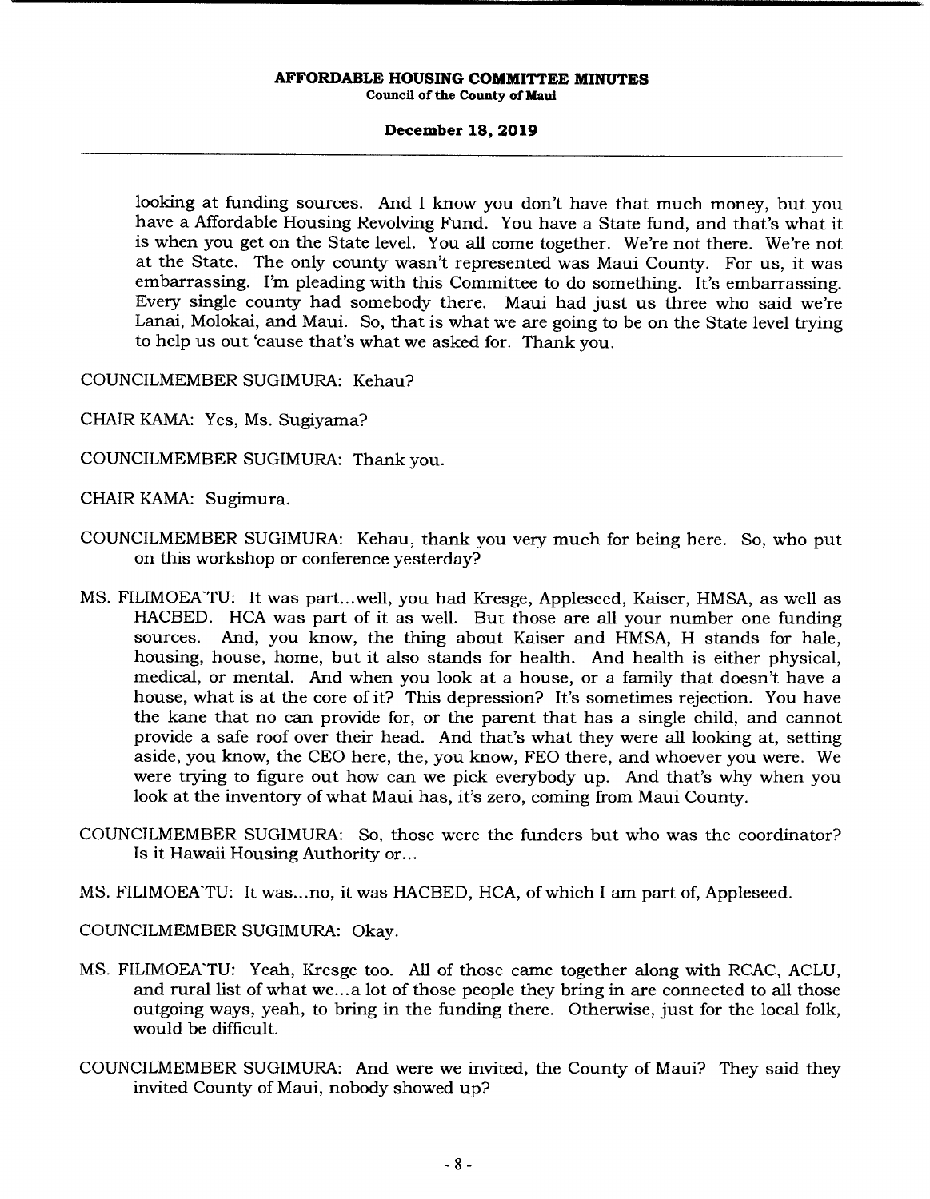looking at funding sources. And I know you don't have that much money, but you have a Affordable Housing Revolving Fund. You have a State fund, and that's what it is when you get on the State level. You all come together. We're not there. We're not at the State. The only county wasn't represented was Maui County. For us, it was embarrassing. I'm pleading with this Committee to do something. It's embarrassing. Every single county had somebody there. Maui had just us three who said we're Lanai, Molokai, and Maui. So, that is what we are going to be on the State level trying to help us out 'cause that's what we asked for. Thank you.

COUNCILMEMBER SUGIMURA: Kehau?

CHAIR KAMA: Yes, Ms. Sugiyama?

COUNCILMEMBER SUGIMURA: Thank you.

CHAIR KAMA: Sugimura.

COUNCILMEMBER SUGIMURA: Kehau, thank you very much for being here. So, who put on this workshop or conference yesterday?

MS. FILIMOEA'TU: It was part...well, you had Kresge, Appleseed, Kaiser, HMSA, as well as HACBED. HCA was part of it as well. But those are all your number one funding sources. And, you know, the thing about Kaiser and HMSA, H stands for hale, housing, house, home, but it also stands for health. And health is either physical, medical, or mental. And when you look at a house, or a family that doesn't have a house, what is at the core of it? This depression? It's sometimes rejection. You have the kane that no can provide for, or the parent that has a single child, and cannot provide a safe roof over their head. And that's what they were all looking at, setting aside, you know, the CEO here, the, you know, FEO there, and whoever you were. We were trying to figure out how can we pick everybody up. And that's why when you look at the inventory of what Maui has, it's zero, coming from Maui County.

COUNCILMEMBER SUGIMURA: So, those were the funders but who was the coordinator? Is it Hawaii Housing Authority or...

MS. FILIMOEA'TU: It was...no, it was HACBED, HCA, of which I am part of, Appleseed.

COUNCILMEMBER SUGIMURA: Okay.

MS. FILIMOEA'TU: Yeah, Kresge too. All of those came together along with RCAC, ACLU, and rural list of what we...a lot of those people they bring in are connected to all those outgoing ways, yeah, to bring in the funding there. Otherwise, just for the local folk, would be difficult.

COUNCILMEMBER SUGIMURA: And were we invited, the County of Maui? They said they invited County of Maui, nobody showed up?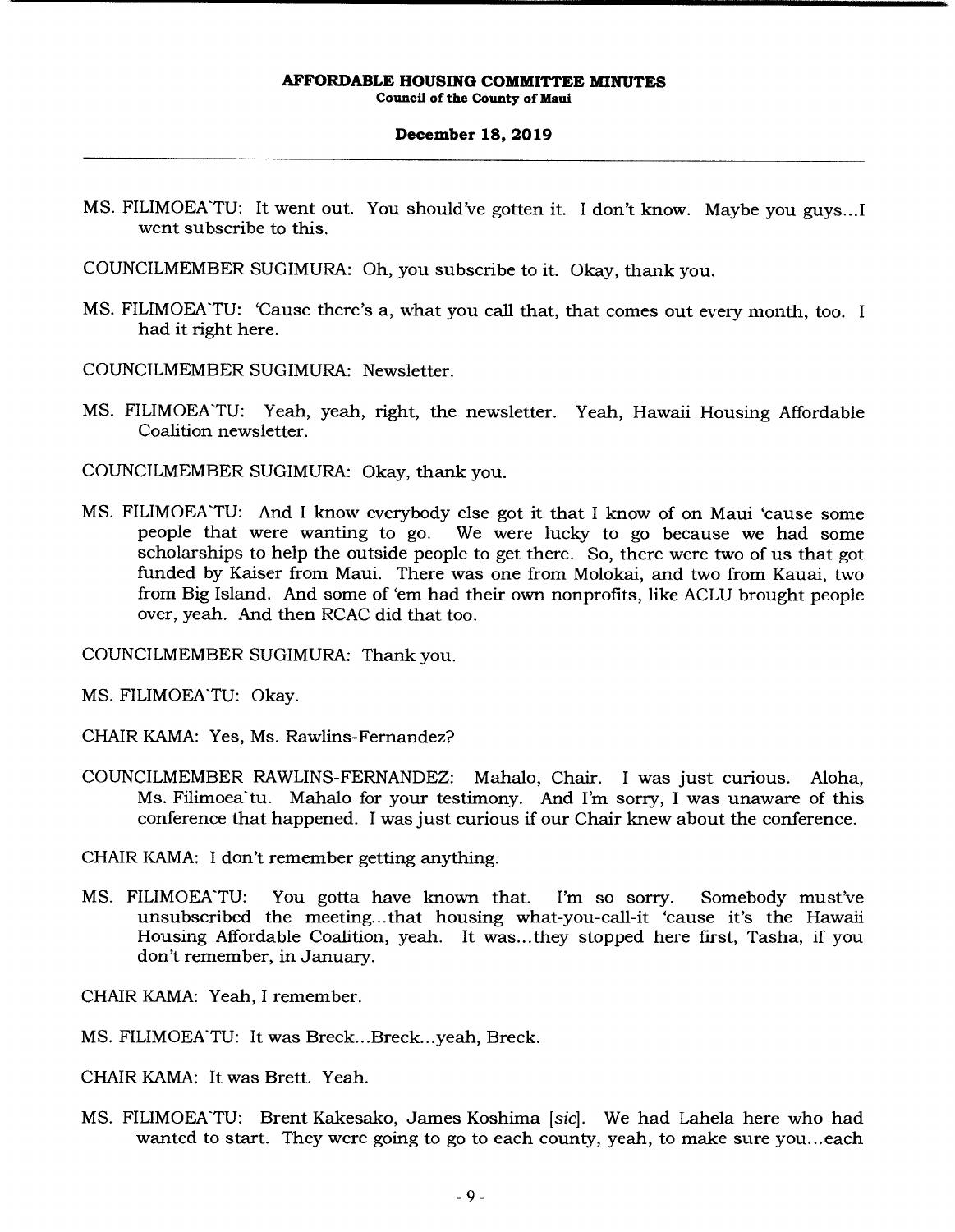MS. FILIMOEA`TU: It went out. You should've gotten it. I don't know. Maybe you guys...I went subscribe to this.

COUNCILMEMBER SUGIMURA: Oh, you subscribe to it. Okay, thank you.

MS. FILIMOEA`TU: 'Cause there's a, what you call that, that comes out every month, too. I had it right here.

COUNCILMEMBER SUGIMURA: Newsletter.

MS. FILIMOEA`TU: Yeah, yeah, right, the newsletter. Yeah, Hawaii Housing Affordable Coalition newsletter.

COUNCILMEMBER SUGIMURA: Okay, thank you.

MS. FILIMOEA`TU: And I know everybody else got it that I know of on Maui 'cause some people that were wanting to go. We were lucky to go because we had some scholarships to help the outside people to get there. So, there were two of us that got funded by Kaiser from Maui. There was one from Molokai, and two from Kauai, two from Big Island. And some of 'em had their own nonprofits, like ACLU brought people over, yeah. And then RCAC did that too.

COUNCILMEMBER SUGIMURA: Thank you.

MS. FILIMOEA`TU: Okay.

CHAIR KAMA: Yes, Ms. Rawlins-Fernandez?

COUNCILMEMBER RAWLINS-FERNANDEZ: Mahalo, Chair. I was just curious. Aloha, Ms. Filimoea`tu. Mahalo for your testimony. And I'm sorry, I was unaware of this conference that happened. I was just curious if our Chair knew about the conference.

CHAIR KAMA: I don't remember getting anything.

MS. FILIMOEA`TU: You gotta have known that. I'm so sorry. Somebody must've unsubscribed the meeting...that housing what-you-call-it 'cause it's the Hawaii Housing Affordable Coalition, yeah. It was...they stopped here first, Tasha, if you don't remember, in January.

CHAIR KAMA: Yeah, I remember.

MS. FILIMOEA`TU: It was Breck...Breck...yeah, Breck.

CHAIR KAMA: It was Brett. Yeah.

MS. FILIMOEA`TU: Brent Kakesako, James Koshima [*sic*]. We had Lahela here who had wanted to start. They were going to go to each county, yeah, to make sure you...each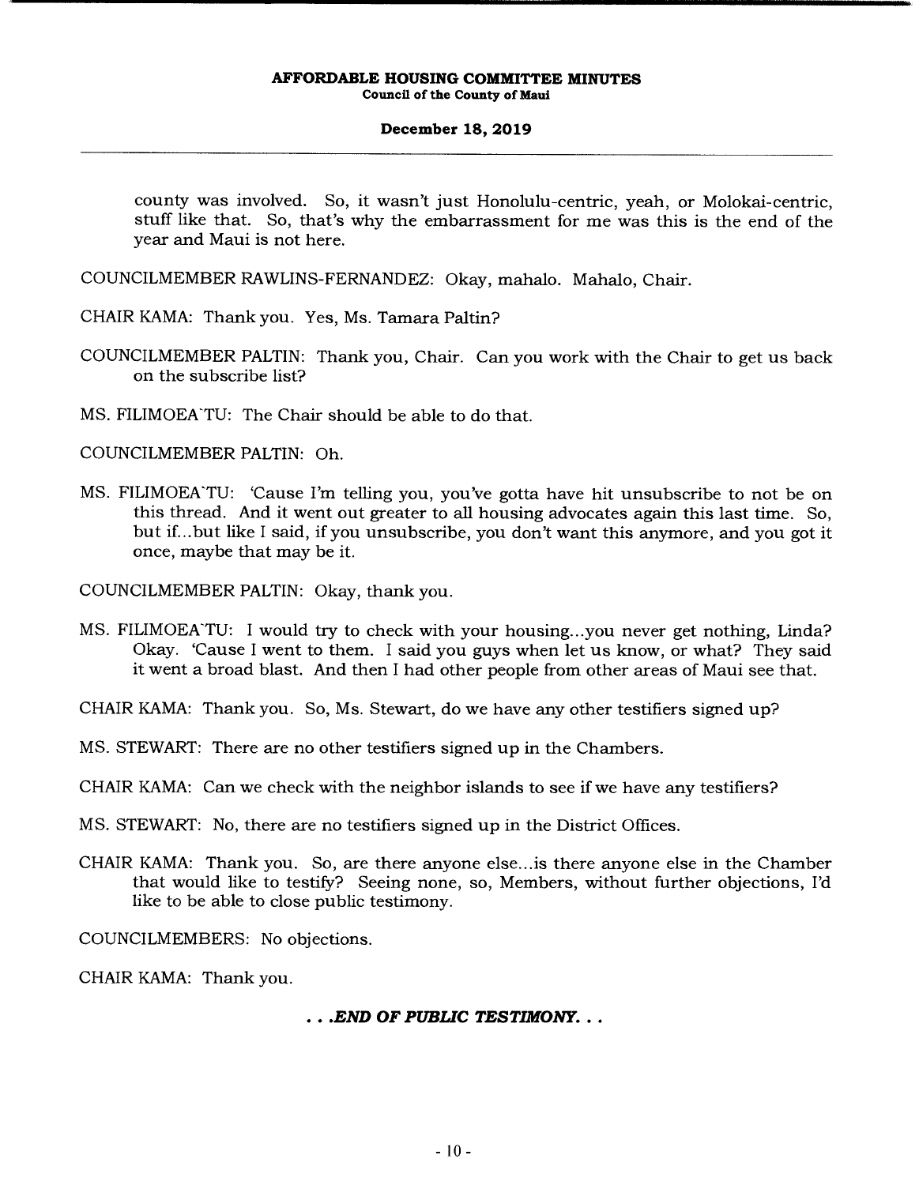county was involved. So, it wasn't just Honolulu-centric, yeah, or Molokai-centric, stuff like that. So, that's why the embarrassment for me was this is the end of the year and Maui is not here.

COUNCILMEMBER RAWLINS-FERNANDEZ: Okay, mahalo. Mahalo, Chair.

CHAIR KAMA: Thank you. Yes, Ms. Tamara Paltin?

COUNCILMEMBER PALTIN: Thank you, Chair. Can you work with the Chair to get us back on the subscribe list?

MS. FILIMOEA`TU: The Chair should be able to do that.

COUNCILMEMBER PALTIN: Oh.

MS. FILIMOEA`TU: 'Cause I'm telling you, you've gotta have hit unsubscribe to not be on this thread. And it went out greater to all housing advocates again this last time. So, but if...but like I said, if you unsubscribe, you don't want this anymore, and you got it once, maybe that may be it.

COUNCILMEMBER PALTIN: Okay, thank you.

MS. FILIMOEA`TU: I would try to check with your housing...you never get nothing, Linda? Okay. 'Cause I went to them. I said you guys when let us know, or what? They said it went a broad blast. And then I had other people from other areas of Maui see that.

CHAIR KAMA: Thank you. So, Ms. Stewart, do we have any other testifiers signed up?

MS. STEWART: There are no other testifiers signed up in the Chambers.

CHAIR KAMA: Can we check with the neighbor islands to see if we have any testifiers?

MS. STEWART: No, there are no testifiers signed up in the District Offices.

CHAIR KAMA: Thank you. So, are there anyone else...is there anyone else in the Chamber that would like to testify? Seeing none, so, Members, without further objections, I'd like to be able to close public testimony.

COUNCILMEMBERS: No objections.

CHAIR KAMA: Thank you.

***. . .END OF PUBLIC TESTIMONY. . .***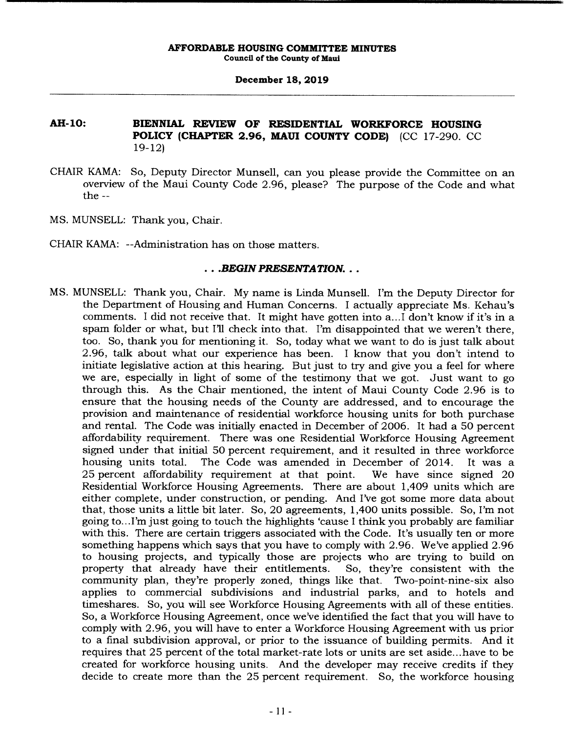**AH-10: BIENNIAL REVIEW OF RESIDENTIAL WORKFORCE HOUSING POLICY (CHAPTER 2.96, MAUI COUNTY CODE)** (CC 17-290. CC 19-12)

CHAIR KAMA: So, Deputy Director Munsell, can you please provide the Committee on an overview of the Maui County Code 2.96, please? The purpose of the Code and what the --

MS. MUNSELL: Thank you, Chair.

CHAIR KAMA: --Administration has on those matters.

*. . .BEGIN PRESENTATION. . .*

MS. MUNSELL: Thank you, Chair. My name is Linda Munsell. I'm the Deputy Director for the Department of Housing and Human Concerns. I actually appreciate Ms. Kehau's comments. I did not receive that. It might have gotten into a...I don't know if it's in a spam folder or what, but I'll check into that. I'm disappointed that we weren't there, too. So, thank you for mentioning it. So, today what we want to do is just talk about 2.96, talk about what our experience has been. I know that you don't intend to initiate legislative action at this hearing. But just to try and give you a feel for where we are, especially in light of some of the testimony that we got. Just want to go through this. As the Chair mentioned, the intent of Maui County Code 2.96 is to ensure that the housing needs of the County are addressed, and to encourage the provision and maintenance of residential workforce housing units for both purchase and rental. The Code was initially enacted in December of 2006. It had a 50 percent affordability requirement. There was one Residential Workforce Housing Agreement signed under that initial 50 percent requirement, and it resulted in three workforce housing units total. The Code was amended in December of 2014. It was a 25 percent affordability requirement at that point. We have since signed 20 Residential Workforce Housing Agreements. There are about 1,409 units which are either complete, under construction, or pending. And I've got some more data about that, those units a little bit later. So, 20 agreements, 1,400 units possible. So, I'm not going to...I'm just going to touch the highlights 'cause I think you probably are familiar with this. There are certain triggers associated with the Code. It's usually ten or more something happens which says that you have to comply with 2.96. We've applied 2.96 to housing projects, and typically those are projects who are trying to build on property that already have their entitlements. So, they're consistent with the community plan, they're properly zoned, things like that. Two-point-nine-six also applies to commercial subdivisions and industrial parks, and to hotels and timeshares. So, you will see Workforce Housing Agreements with all of these entities. So, a Workforce Housing Agreement, once we've identified the fact that you will have to comply with 2.96, you will have to enter a Workforce Housing Agreement with us prior to a final subdivision approval, or prior to the issuance of building permits. And it requires that 25 percent of the total market-rate lots or units are set aside...have to be created for workforce housing units. And the developer may receive credits if they decide to create more than the 25 percent requirement. So, the workforce housing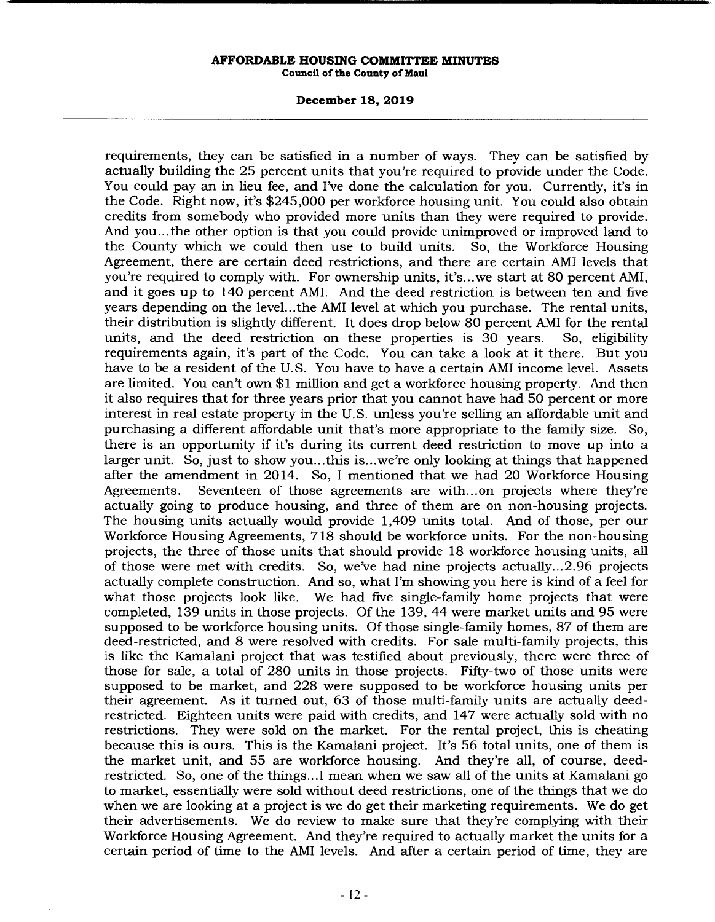requirements, they can be satisfied in a number of ways. They can be satisfied by actually building the 25 percent units that you're required to provide under the Code. You could pay an in lieu fee, and I've done the calculation for you. Currently, it's in the Code. Right now, it's $245,000 per workforce housing unit. You could also obtain credits from somebody who provided more units than they were required to provide. And you...the other option is that you could provide unimproved or improved land to the County which we could then use to build units. So, the Workforce Housing Agreement, there are certain deed restrictions, and there are certain AMI levels that you're required to comply with. For ownership units, it's...we start at 80 percent AMI, and it goes up to 140 percent AMI. And the deed restriction is between ten and five years depending on the level...the AMI level at which you purchase. The rental units, their distribution is slightly different. It does drop below 80 percent AMI for the rental units, and the deed restriction on these properties is 30 years. So, eligibility requirements again, it's part of the Code. You can take a look at it there. But you have to be a resident of the U.S. You have to have a certain AMI income level. Assets are limited. You can't own $1 million and get a workforce housing property. And then it also requires that for three years prior that you cannot have had 50 percent or more interest in real estate property in the U.S. unless you're selling an affordable unit and purchasing a different affordable unit that's more appropriate to the family size. So, there is an opportunity if it's during its current deed restriction to move up into a larger unit. So, just to show you...this is...we're only looking at things that happened after the amendment in 2014. So, I mentioned that we had 20 Workforce Housing Agreements. Seventeen of those agreements are with...on projects where they're actually going to produce housing, and three of them are on non-housing projects. The housing units actually would provide 1,409 units total. And of those, per our Workforce Housing Agreements, 718 should be workforce units. For the non-housing projects, the three of those units that should provide 18 workforce housing units, all of those were met with credits. So, we've had nine projects actually...2.96 projects actually complete construction. And so, what I'm showing you here is kind of a feel for what those projects look like. We had five single-family home projects that were completed, 139 units in those projects. Of the 139, 44 were market units and 95 were supposed to be workforce housing units. Of those single-family homes, 87 of them are deed-restricted, and 8 were resolved with credits. For sale multi-family projects, this is like the Kamalani project that was testified about previously, there were three of those for sale, a total of 280 units in those projects. Fifty-two of those units were supposed to be market, and 228 were supposed to be workforce housing units per their agreement. As it turned out, 63 of those multi-family units are actually deed-restricted. Eighteen units were paid with credits, and 147 were actually sold with no restrictions. They were sold on the market. For the rental project, this is cheating because this is ours. This is the Kamalani project. It's 56 total units, one of them is the market unit, and 55 are workforce housing. And they're all, of course, deed-restricted. So, one of the things...I mean when we saw all of the units at Kamalani go to market, essentially were sold without deed restrictions, one of the things that we do when we are looking at a project is we do get their marketing requirements. We do get their advertisements. We do review to make sure that they're complying with their Workforce Housing Agreement. And they're required to actually market the units for a certain period of time to the AMI levels. And after a certain period of time, they are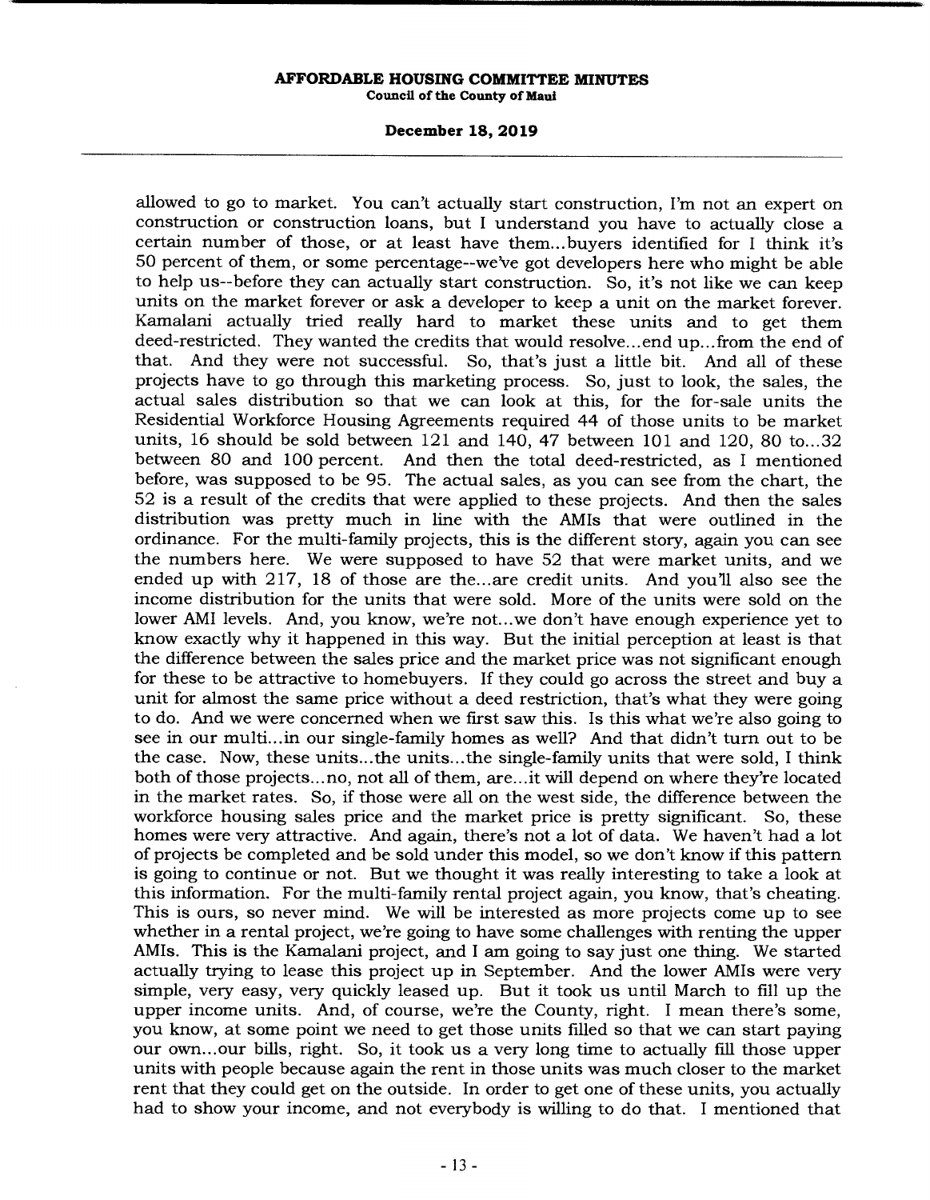allowed to go to market. You can't actually start construction, I'm not an expert on construction or construction loans, but I understand you have to actually close a certain number of those, or at least have them...buyers identified for I think it's 50 percent of them, or some percentage--we've got developers here who might be able to help us--before they can actually start construction. So, it's not like we can keep units on the market forever or ask a developer to keep a unit on the market forever. Kamalani actually tried really hard to market these units and to get them deed-restricted. They wanted the credits that would resolve...end up...from the end of that. And they were not successful. So, that's just a little bit. And all of these projects have to go through this marketing process. So, just to look, the sales, the actual sales distribution so that we can look at this, for the for-sale units the Residential Workforce Housing Agreements required 44 of those units to be market units, 16 should be sold between 121 and 140, 47 between 101 and 120, 80 to...32 between 80 and 100 percent. And then the total deed-restricted, as I mentioned before, was supposed to be 95. The actual sales, as you can see from the chart, the 52 is a result of the credits that were applied to these projects. And then the sales distribution was pretty much in line with the AMIs that were outlined in the ordinance. For the multi-family projects, this is the different story, again you can see the numbers here. We were supposed to have 52 that were market units, and we ended up with 217, 18 of those are the...are credit units. And you'll also see the income distribution for the units that were sold. More of the units were sold on the lower AMI levels. And, you know, we're not...we don't have enough experience yet to know exactly why it happened in this way. But the initial perception at least is that the difference between the sales price and the market price was not significant enough for these to be attractive to homebuyers. If they could go across the street and buy a unit for almost the same price without a deed restriction, that's what they were going to do. And we were concerned when we first saw this. Is this what we're also going to see in our multi...in our single-family homes as well? And that didn't turn out to be the case. Now, these units...the units...the single-family units that were sold, I think both of those projects...no, not all of them, are...it will depend on where they're located in the market rates. So, if those were all on the west side, the difference between the workforce housing sales price and the market price is pretty significant. So, these homes were very attractive. And again, there's not a lot of data. We haven't had a lot of projects be completed and be sold under this model, so we don't know if this pattern is going to continue or not. But we thought it was really interesting to take a look at this information. For the multi-family rental project again, you know, that's cheating. This is ours, so never mind. We will be interested as more projects come up to see whether in a rental project, we're going to have some challenges with renting the upper AMIs. This is the Kamalani project, and I am going to say just one thing. We started actually trying to lease this project up in September. And the lower AMIs were very simple, very easy, very quickly leased up. But it took us until March to fill up the upper income units. And, of course, we're the County, right. I mean there's some, you know, at some point we need to get those units filled so that we can start paying our own...our bills, right. So, it took us a very long time to actually fill those upper units with people because again the rent in those units was much closer to the market rent that they could get on the outside. In order to get one of these units, you actually had to show your income, and not everybody is willing to do that. I mentioned that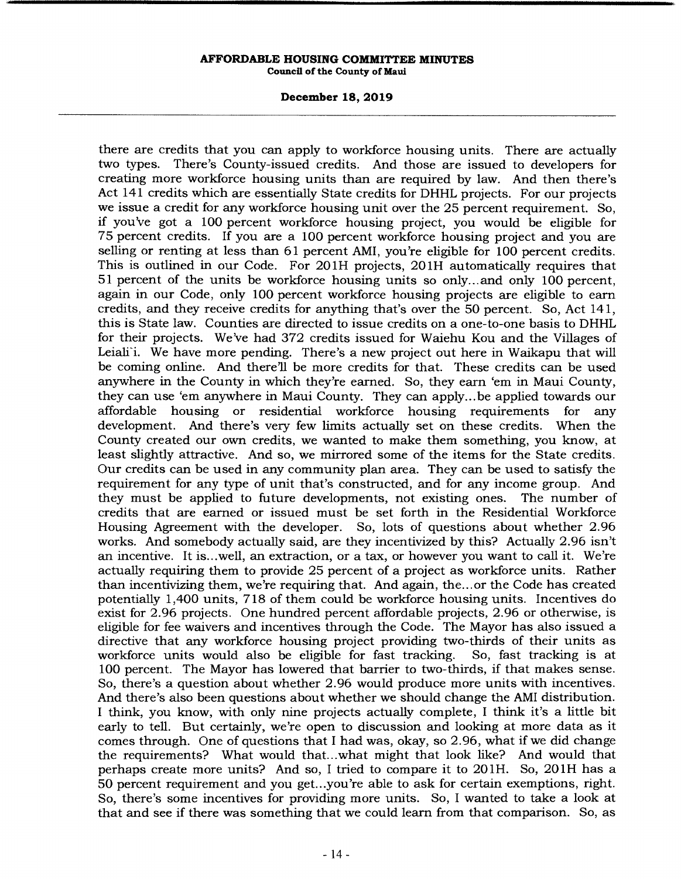there are credits that you can apply to workforce housing units. There are actually two types. There's County-issued credits. And those are issued to developers for creating more workforce housing units than are required by law. And then there's Act 141 credits which are essentially State credits for DHHL projects. For our projects we issue a credit for any workforce housing unit over the 25 percent requirement. So, if you've got a 100 percent workforce housing project, you would be eligible for 75 percent credits. If you are a 100 percent workforce housing project and you are selling or renting at less than 61 percent AMI, you're eligible for 100 percent credits. This is outlined in our Code. For 201H projects, 201H automatically requires that 51 percent of the units be workforce housing units so only...and only 100 percent, again in our Code, only 100 percent workforce housing projects are eligible to earn credits, and they receive credits for anything that's over the 50 percent. So, Act 141, this is State law. Counties are directed to issue credits on a one-to-one basis to DHHL for their projects. We've had 372 credits issued for Waiehu Kou and the Villages of Leiali'i. We have more pending. There's a new project out here in Waikapu that will be coming online. And there'll be more credits for that. These credits can be used anywhere in the County in which they're earned. So, they earn 'em in Maui County, they can use 'em anywhere in Maui County. They can apply...be applied towards our affordable housing or residential workforce housing requirements for any development. And there's very few limits actually set on these credits. When the County created our own credits, we wanted to make them something, you know, at least slightly attractive. And so, we mirrored some of the items for the State credits. Our credits can be used in any community plan area. They can be used to satisfy the requirement for any type of unit that's constructed, and for any income group. And they must be applied to future developments, not existing ones. The number of credits that are earned or issued must be set forth in the Residential Workforce Housing Agreement with the developer. So, lots of questions about whether 2.96 works. And somebody actually said, are they incentivized by this? Actually 2.96 isn't an incentive. It is...well, an extraction, or a tax, or however you want to call it. We're actually requiring them to provide 25 percent of a project as workforce units. Rather than incentivizing them, we're requiring that. And again, the...or the Code has created potentially 1,400 units, 718 of them could be workforce housing units. Incentives do exist for 2.96 projects. One hundred percent affordable projects, 2.96 or otherwise, is eligible for fee waivers and incentives through the Code. The Mayor has also issued a directive that any workforce housing project providing two-thirds of their units as workforce units would also be eligible for fast tracking. So, fast tracking is at 100 percent. The Mayor has lowered that barrier to two-thirds, if that makes sense. So, there's a question about whether 2.96 would produce more units with incentives. And there's also been questions about whether we should change the AMI distribution. I think, you know, with only nine projects actually complete, I think it's a little bit early to tell. But certainly, we're open to discussion and looking at more data as it comes through. One of questions that I had was, okay, so 2.96, what if we did change the requirements? What would that...what might that look like? And would that perhaps create more units? And so, I tried to compare it to 201H. So, 201H has a 50 percent requirement and you get...you're able to ask for certain exemptions, right. So, there's some incentives for providing more units. So, I wanted to take a look at that and see if there was something that we could learn from that comparison. So, as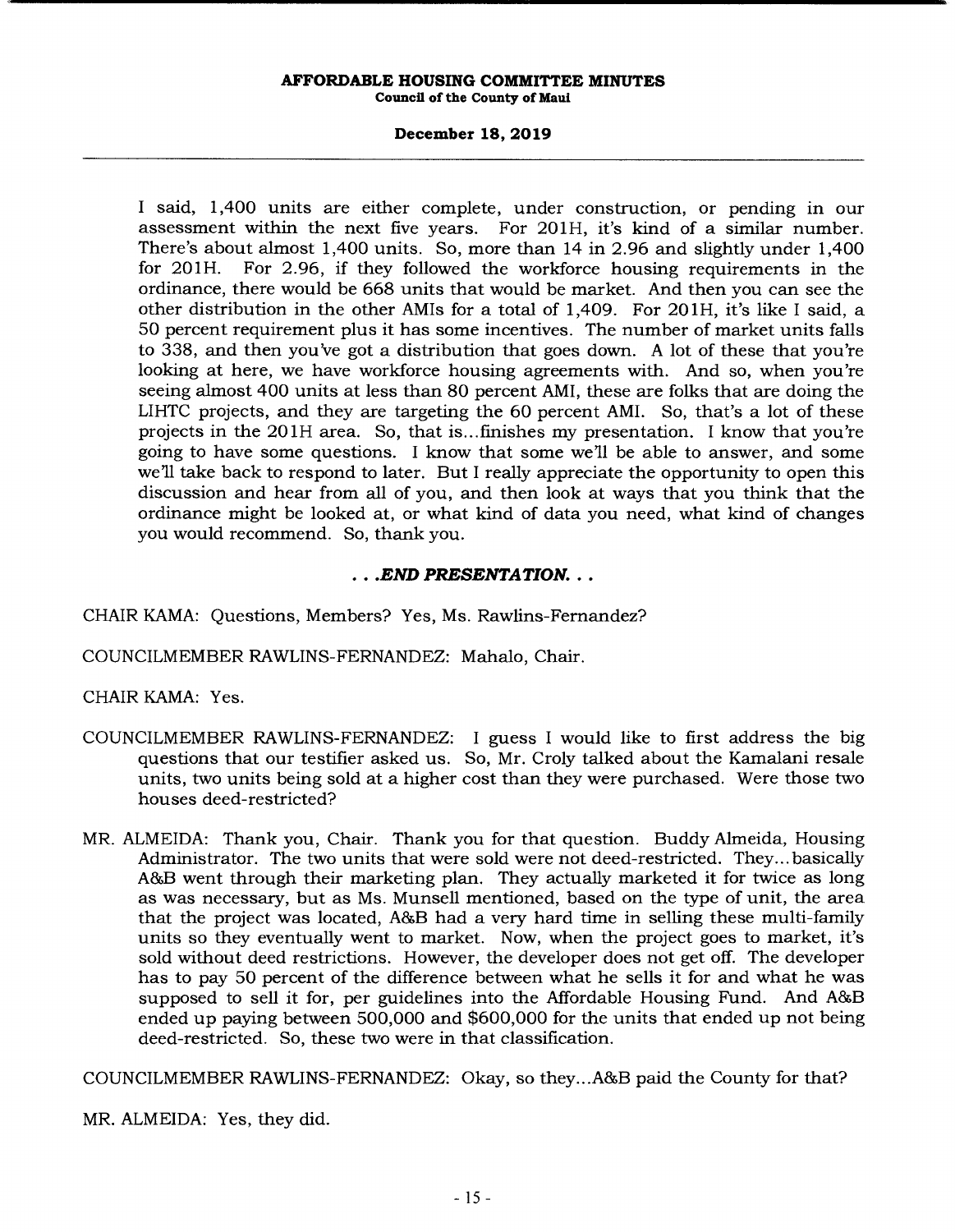I said, 1,400 units are either complete, under construction, or pending in our assessment within the next five years. For 201H, it's kind of a similar number. There's about almost 1,400 units. So, more than 14 in 2.96 and slightly under 1,400 for 201H. For 2.96, if they followed the workforce housing requirements in the ordinance, there would be 668 units that would be market. And then you can see the other distribution in the other AMIs for a total of 1,409. For 201H, it's like I said, a 50 percent requirement plus it has some incentives. The number of market units falls to 338, and then you've got a distribution that goes down. A lot of these that you're looking at here, we have workforce housing agreements with. And so, when you're seeing almost 400 units at less than 80 percent AMI, these are folks that are doing the LIHTC projects, and they are targeting the 60 percent AMI. So, that's a lot of these projects in the 201H area. So, that is...finishes my presentation. I know that you're going to have some questions. I know that some we'll be able to answer, and some we'll take back to respond to later. But I really appreciate the opportunity to open this discussion and hear from all of you, and then look at ways that you think that the ordinance might be looked at, or what kind of data you need, what kind of changes you would recommend. So, thank you.

***. . .END PRESENTATION. . .***

CHAIR KAMA: Questions, Members? Yes, Ms. Rawlins-Fernandez?

COUNCILMEMBER RAWLINS-FERNANDEZ: Mahalo, Chair.

CHAIR KAMA: Yes.

COUNCILMEMBER RAWLINS-FERNANDEZ: I guess I would like to first address the big questions that our testifier asked us. So, Mr. Croly talked about the Kamalani resale units, two units being sold at a higher cost than they were purchased. Were those two houses deed-restricted?

MR. ALMEIDA: Thank you, Chair. Thank you for that question. Buddy Almeida, Housing Administrator. The two units that were sold were not deed-restricted. They...basically A&B went through their marketing plan. They actually marketed it for twice as long as was necessary, but as Ms. Munsell mentioned, based on the type of unit, the area that the project was located, A&B had a very hard time in selling these multi-family units so they eventually went to market. Now, when the project goes to market, it's sold without deed restrictions. However, the developer does not get off. The developer has to pay 50 percent of the difference between what he sells it for and what he was supposed to sell it for, per guidelines into the Affordable Housing Fund. And A&B ended up paying between 500,000 and $600,000 for the units that ended up not being deed-restricted. So, these two were in that classification.

COUNCILMEMBER RAWLINS-FERNANDEZ: Okay, so they...A&B paid the County for that?

MR. ALMEIDA: Yes, they did.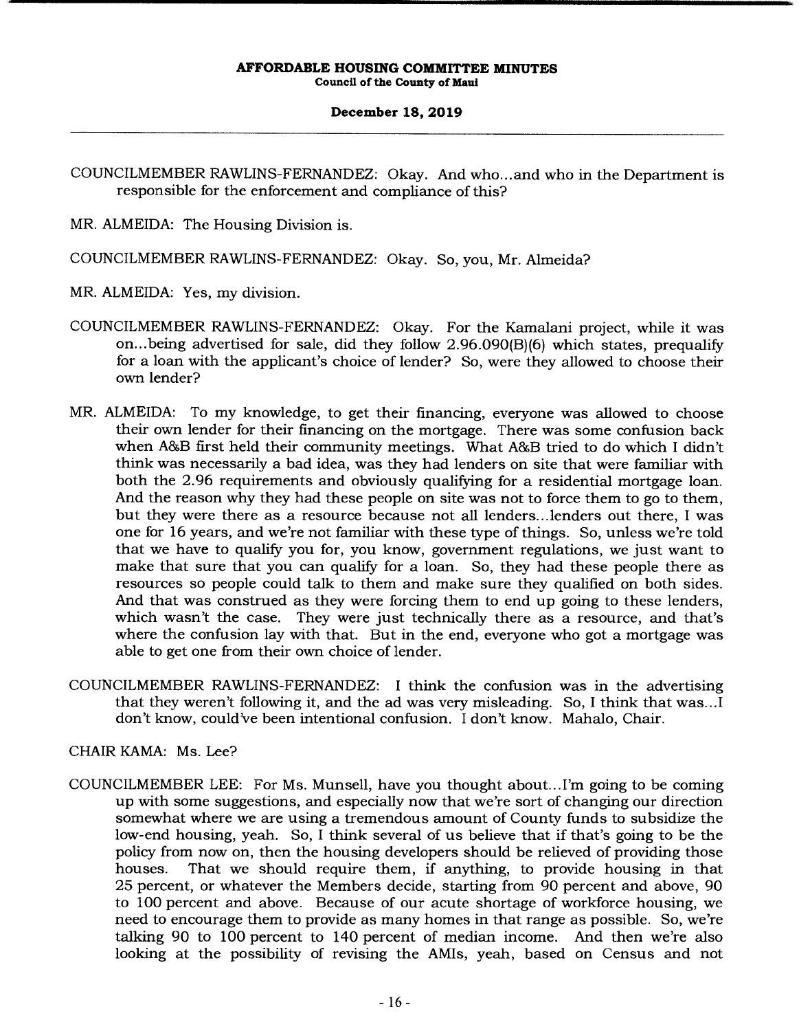COUNCILMEMBER RAWLINS-FERNANDEZ: Okay. And who...and who in the Department is responsible for the enforcement and compliance of this?

MR. ALMEIDA: The Housing Division is.

COUNCILMEMBER RAWLINS-FERNANDEZ: Okay. So, you, Mr. Almeida?

MR. ALMEIDA: Yes, my division.

COUNCILMEMBER RAWLINS-FERNANDEZ: Okay. For the Kamalani project, while it was on...being advertised for sale, did they follow 2.96.090(B)(6) which states, prequalify for a loan with the applicant's choice of lender? So, were they allowed to choose their own lender?

MR. ALMEIDA: To my knowledge, to get their financing, everyone was allowed to choose their own lender for their financing on the mortgage. There was some confusion back when A&B first held their community meetings. What A&B tried to do which I didn't think was necessarily a bad idea, was they had lenders on site that were familiar with both the 2.96 requirements and obviously qualifying for a residential mortgage loan. And the reason why they had these people on site was not to force them to go to them, but they were there as a resource because not all lenders...lenders out there, I was one for 16 years, and we're not familiar with these type of things. So, unless we're told that we have to qualify you for, you know, government regulations, we just want to make that sure that you can qualify for a loan. So, they had these people there as resources so people could talk to them and make sure they qualified on both sides. And that was construed as they were forcing them to end up going to these lenders, which wasn't the case. They were just technically there as a resource, and that's where the confusion lay with that. But in the end, everyone who got a mortgage was able to get one from their own choice of lender.

COUNCILMEMBER RAWLINS-FERNANDEZ: I think the confusion was in the advertising that they weren't following it, and the ad was very misleading. So, I think that was...I don't know, could've been intentional confusion. I don't know. Mahalo, Chair.

CHAIR KAMA: Ms. Lee?

COUNCILMEMBER LEE: For Ms. Munsell, have you thought about...I'm going to be coming up with some suggestions, and especially now that we're sort of changing our direction somewhat where we are using a tremendous amount of County funds to subsidize the low-end housing, yeah. So, I think several of us believe that if that's going to be the policy from now on, then the housing developers should be relieved of providing those houses. That we should require them, if anything, to provide housing in that 25 percent, or whatever the Members decide, starting from 90 percent and above, 90 to 100 percent and above. Because of our acute shortage of workforce housing, we need to encourage them to provide as many homes in that range as possible. So, we're talking 90 to 100 percent to 140 percent of median income. And then we're also looking at the possibility of revising the AMIs, yeah, based on Census and not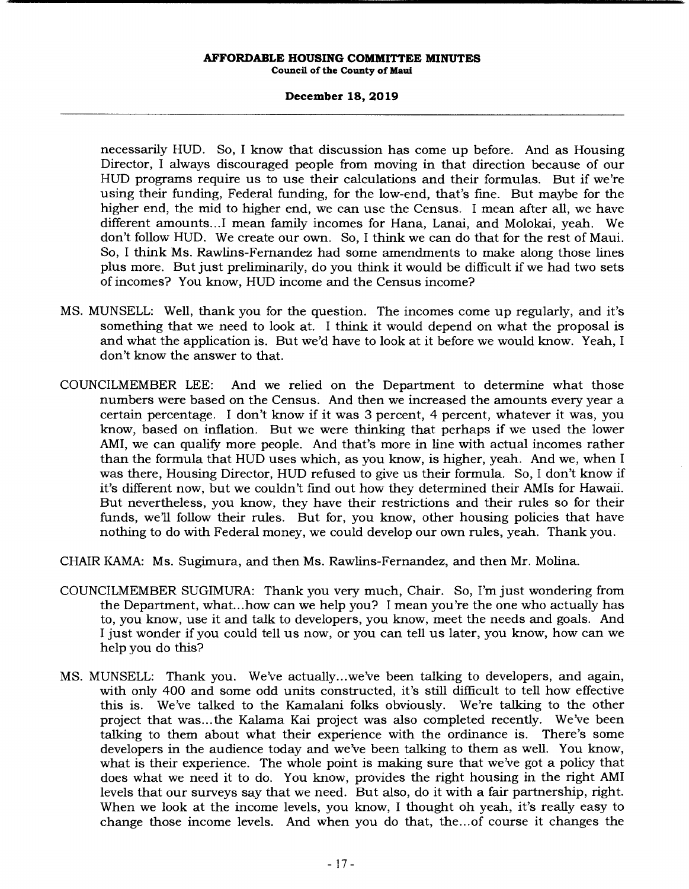necessarily HUD. So, I know that discussion has come up before. And as Housing Director, I always discouraged people from moving in that direction because of our HUD programs require us to use their calculations and their formulas. But if we're using their funding, Federal funding, for the low-end, that's fine. But maybe for the higher end, the mid to higher end, we can use the Census. I mean after all, we have different amounts...I mean family incomes for Hana, Lanai, and Molokai, yeah. We don't follow HUD. We create our own. So, I think we can do that for the rest of Maui. So, I think Ms. Rawlins-Fernandez had some amendments to make along those lines plus more. But just preliminarily, do you think it would be difficult if we had two sets of incomes? You know, HUD income and the Census income?

MS. MUNSELL: Well, thank you for the question. The incomes come up regularly, and it's something that we need to look at. I think it would depend on what the proposal is and what the application is. But we'd have to look at it before we would know. Yeah, I don't know the answer to that.

COUNCILMEMBER LEE: And we relied on the Department to determine what those numbers were based on the Census. And then we increased the amounts every year a certain percentage. I don't know if it was 3 percent, 4 percent, whatever it was, you know, based on inflation. But we were thinking that perhaps if we used the lower AMI, we can qualify more people. And that's more in line with actual incomes rather than the formula that HUD uses which, as you know, is higher, yeah. And we, when I was there, Housing Director, HUD refused to give us their formula. So, I don't know if it's different now, but we couldn't find out how they determined their AMIs for Hawaii. But nevertheless, you know, they have their restrictions and their rules so for their funds, we'll follow their rules. But for, you know, other housing policies that have nothing to do with Federal money, we could develop our own rules, yeah. Thank you.

CHAIR KAMA: Ms. Sugimura, and then Ms. Rawlins-Fernandez, and then Mr. Molina.

COUNCILMEMBER SUGIMURA: Thank you very much, Chair. So, I'm just wondering from the Department, what...how can we help you? I mean you're the one who actually has to, you know, use it and talk to developers, you know, meet the needs and goals. And I just wonder if you could tell us now, or you can tell us later, you know, how can we help you do this?

MS. MUNSELL: Thank you. We've actually...we've been talking to developers, and again, with only 400 and some odd units constructed, it's still difficult to tell how effective this is. We've talked to the Kamalani folks obviously. We're talking to the other project that was...the Kalama Kai project was also completed recently. We've been talking to them about what their experience with the ordinance is. There's some developers in the audience today and we've been talking to them as well. You know, what is their experience. The whole point is making sure that we've got a policy that does what we need it to do. You know, provides the right housing in the right AMI levels that our surveys say that we need. But also, do it with a fair partnership, right. When we look at the income levels, you know, I thought oh yeah, it's really easy to change those income levels. And when you do that, the...of course it changes the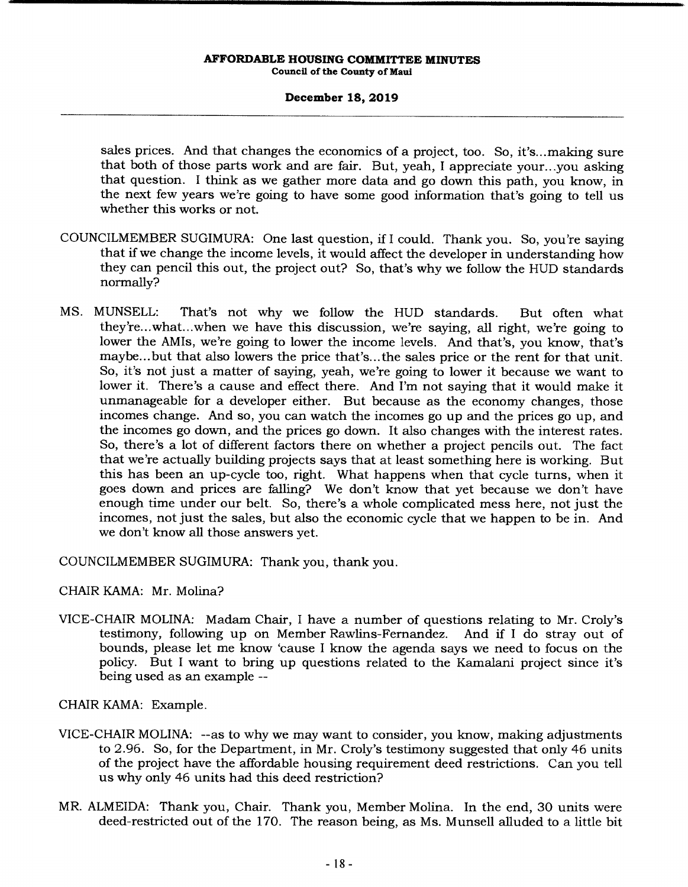sales prices. And that changes the economics of a project, too. So, it's...making sure that both of those parts work and are fair. But, yeah, I appreciate your...you asking that question. I think as we gather more data and go down this path, you know, in the next few years we're going to have some good information that's going to tell us whether this works or not.

COUNCILMEMBER SUGIMURA: One last question, if I could. Thank you. So, you're saying that if we change the income levels, it would affect the developer in understanding how they can pencil this out, the project out? So, that's why we follow the HUD standards normally?

MS. MUNSELL: That's not why we follow the HUD standards. But often what they're...what...when we have this discussion, we're saying, all right, we're going to lower the AMIs, we're going to lower the income levels. And that's, you know, that's maybe...but that also lowers the price that's...the sales price or the rent for that unit. So, it's not just a matter of saying, yeah, we're going to lower it because we want to lower it. There's a cause and effect there. And I'm not saying that it would make it unmanageable for a developer either. But because as the economy changes, those incomes change. And so, you can watch the incomes go up and the prices go up, and the incomes go down, and the prices go down. It also changes with the interest rates. So, there's a lot of different factors there on whether a project pencils out. The fact that we're actually building projects says that at least something here is working. But this has been an up-cycle too, right. What happens when that cycle turns, when it goes down and prices are falling? We don't know that yet because we don't have enough time under our belt. So, there's a whole complicated mess here, not just the incomes, not just the sales, but also the economic cycle that we happen to be in. And we don't know all those answers yet.

COUNCILMEMBER SUGIMURA: Thank you, thank you.

CHAIR KAMA: Mr. Molina?

VICE-CHAIR MOLINA: Madam Chair, I have a number of questions relating to Mr. Croly's testimony, following up on Member Rawlins-Fernandez. And if I do stray out of bounds, please let me know 'cause I know the agenda says we need to focus on the policy. But I want to bring up questions related to the Kamalani project since it's being used as an example --

CHAIR KAMA: Example.

VICE-CHAIR MOLINA: --as to why we may want to consider, you know, making adjustments to 2.96. So, for the Department, in Mr. Croly's testimony suggested that only 46 units of the project have the affordable housing requirement deed restrictions. Can you tell us why only 46 units had this deed restriction?

MR. ALMEIDA: Thank you, Chair. Thank you, Member Molina. In the end, 30 units were deed-restricted out of the 170. The reason being, as Ms. Munsell alluded to a little bit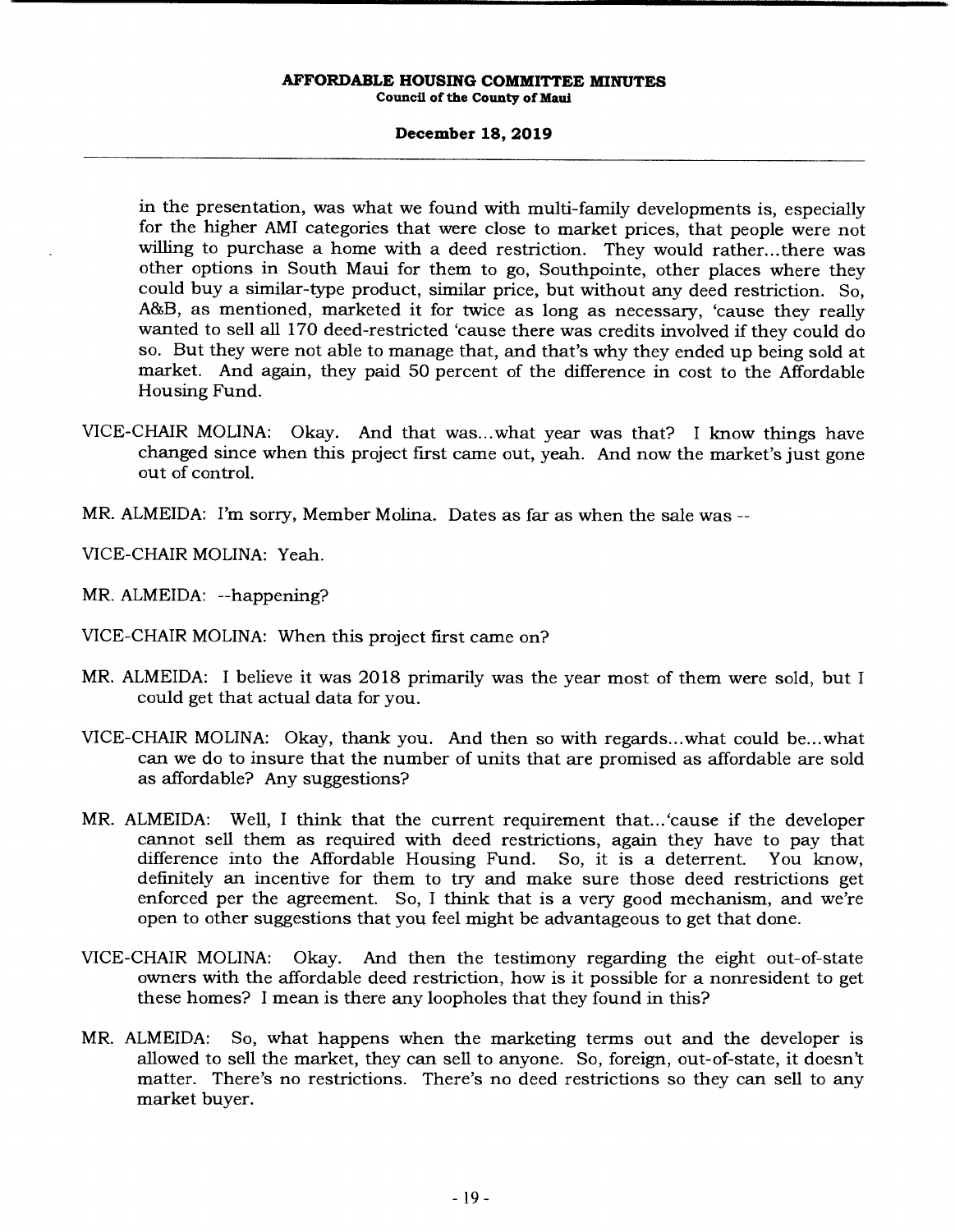in the presentation, was what we found with multi-family developments is, especially for the higher AMI categories that were close to market prices, that people were not willing to purchase a home with a deed restriction. They would rather...there was other options in South Maui for them to go, Southpointe, other places where they could buy a similar-type product, similar price, but without any deed restriction. So, A&B, as mentioned, marketed it for twice as long as necessary, 'cause they really wanted to sell all 170 deed-restricted 'cause there was credits involved if they could do so. But they were not able to manage that, and that's why they ended up being sold at market. And again, they paid 50 percent of the difference in cost to the Affordable Housing Fund.

VICE-CHAIR MOLINA: Okay. And that was...what year was that? I know things have changed since when this project first came out, yeah. And now the market's just gone out of control.

MR. ALMEIDA: I'm sorry, Member Molina. Dates as far as when the sale was --

VICE-CHAIR MOLINA: Yeah.

MR. ALMEIDA: --happening?

VICE-CHAIR MOLINA: When this project first came on?

MR. ALMEIDA: I believe it was 2018 primarily was the year most of them were sold, but I could get that actual data for you.

VICE-CHAIR MOLINA: Okay, thank you. And then so with regards...what could be...what can we do to insure that the number of units that are promised as affordable are sold as affordable? Any suggestions?

MR. ALMEIDA: Well, I think that the current requirement that...'cause if the developer cannot sell them as required with deed restrictions, again they have to pay that difference into the Affordable Housing Fund. So, it is a deterrent. You know, definitely an incentive for them to try and make sure those deed restrictions get enforced per the agreement. So, I think that is a very good mechanism, and we're open to other suggestions that you feel might be advantageous to get that done.

VICE-CHAIR MOLINA: Okay. And then the testimony regarding the eight out-of-state owners with the affordable deed restriction, how is it possible for a nonresident to get these homes? I mean is there any loopholes that they found in this?

MR. ALMEIDA: So, what happens when the marketing terms out and the developer is allowed to sell the market, they can sell to anyone. So, foreign, out-of-state, it doesn't matter. There's no restrictions. There's no deed restrictions so they can sell to any market buyer.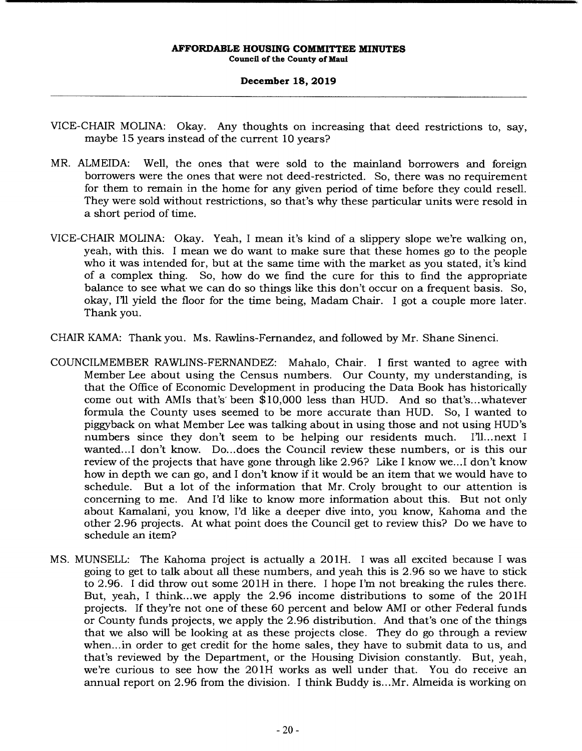VICE-CHAIR MOLINA: Okay. Any thoughts on increasing that deed restrictions to, say, maybe 15 years instead of the current 10 years?

MR. ALMEIDA: Well, the ones that were sold to the mainland borrowers and foreign borrowers were the ones that were not deed-restricted. So, there was no requirement for them to remain in the home for any given period of time before they could resell. They were sold without restrictions, so that's why these particular units were resold in a short period of time.

VICE-CHAIR MOLINA: Okay. Yeah, I mean it's kind of a slippery slope we're walking on, yeah, with this. I mean we do want to make sure that these homes go to the people who it was intended for, but at the same time with the market as you stated, it's kind of a complex thing. So, how do we find the cure for this to find the appropriate balance to see what we can do so things like this don't occur on a frequent basis. So, okay, I'll yield the floor for the time being, Madam Chair. I got a couple more later. Thank you.

CHAIR KAMA: Thank you. Ms. Rawlins-Fernandez, and followed by Mr. Shane Sinenci.

COUNCILMEMBER RAWLINS-FERNANDEZ: Mahalo, Chair. I first wanted to agree with Member Lee about using the Census numbers. Our County, my understanding, is that the Office of Economic Development in producing the Data Book has historically come out with AMIs that's been $10,000 less than HUD. And so that's...whatever formula the County uses seemed to be more accurate than HUD. So, I wanted to piggyback on what Member Lee was talking about in using those and not using HUD's numbers since they don't seem to be helping our residents much. I'll...next I wanted...I don't know. Do...does the Council review these numbers, or is this our review of the projects that have gone through like 2.96? Like I know we...I don't know how in depth we can go, and I don't know if it would be an item that we would have to schedule. But a lot of the information that Mr. Croly brought to our attention is concerning to me. And I'd like to know more information about this. But not only about Kamalani, you know, I'd like a deeper dive into, you know, Kahoma and the other 2.96 projects. At what point does the Council get to review this? Do we have to schedule an item?

MS. MUNSELL: The Kahoma project is actually a 201H. I was all excited because I was going to get to talk about all these numbers, and yeah this is 2.96 so we have to stick to 2.96. I did throw out some 201H in there. I hope I'm not breaking the rules there. But, yeah, I think...we apply the 2.96 income distributions to some of the 201H projects. If they're not one of these 60 percent and below AMI or other Federal funds or County funds projects, we apply the 2.96 distribution. And that's one of the things that we also will be looking at as these projects close. They do go through a review when...in order to get credit for the home sales, they have to submit data to us, and that's reviewed by the Department, or the Housing Division constantly. But, yeah, we're curious to see how the 201H works as well under that. You do receive an annual report on 2.96 from the division. I think Buddy is...Mr. Almeida is working on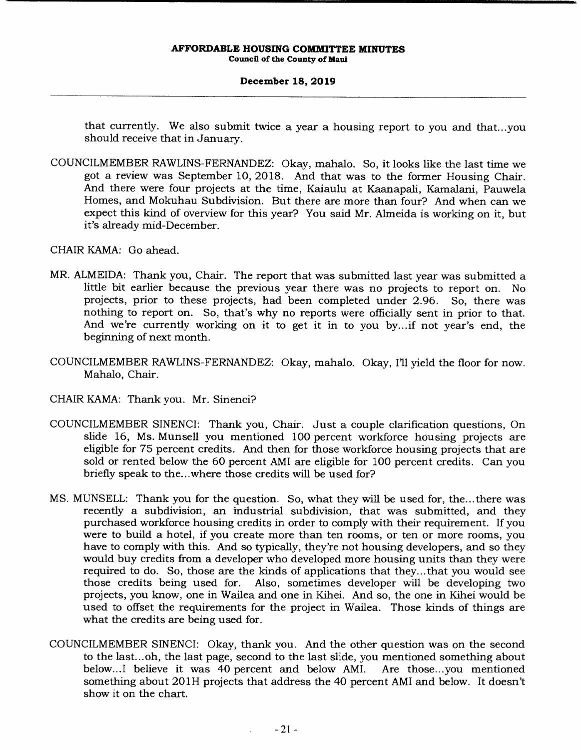that currently. We also submit twice a year a housing report to you and that...you should receive that in January.

COUNCILMEMBER RAWLINS-FERNANDEZ: Okay, mahalo. So, it looks like the last time we got a review was September 10, 2018. And that was to the former Housing Chair. And there were four projects at the time, Kaiaulu at Kaanapali, Kamalani, Pauwela Homes, and Mokuhau Subdivision. But there are more than four? And when can we expect this kind of overview for this year? You said Mr. Almeida is working on it, but it's already mid-December.

CHAIR KAMA: Go ahead.

MR. ALMEIDA: Thank you, Chair. The report that was submitted last year was submitted a little bit earlier because the previous year there was no projects to report on. No projects, prior to these projects, had been completed under 2.96. So, there was nothing to report on. So, that's why no reports were officially sent in prior to that. And we're currently working on it to get it in to you by...if not year's end, the beginning of next month.

COUNCILMEMBER RAWLINS-FERNANDEZ: Okay, mahalo. Okay, I'll yield the floor for now. Mahalo, Chair.

CHAIR KAMA: Thank you. Mr. Sinenci?

COUNCILMEMBER SINENCI: Thank you, Chair. Just a couple clarification questions, On slide 16, Ms. Munsell you mentioned 100 percent workforce housing projects are eligible for 75 percent credits. And then for those workforce housing projects that are sold or rented below the 60 percent AMI are eligible for 100 percent credits. Can you briefly speak to the...where those credits will be used for?

MS. MUNSELL: Thank you for the question. So, what they will be used for, the...there was recently a subdivision, an industrial subdivision, that was submitted, and they purchased workforce housing credits in order to comply with their requirement. If you were to build a hotel, if you create more than ten rooms, or ten or more rooms, you have to comply with this. And so typically, they're not housing developers, and so they would buy credits from a developer who developed more housing units than they were required to do. So, those are the kinds of applications that they...that you would see those credits being used for. Also, sometimes developer will be developing two projects, you know, one in Wailea and one in Kihei. And so, the one in Kihei would be used to offset the requirements for the project in Wailea. Those kinds of things are what the credits are being used for.

COUNCILMEMBER SINENCI: Okay, thank you. And the other question was on the second to the last...oh, the last page, second to the last slide, you mentioned something about below...I believe it was 40 percent and below AMI. Are those...you mentioned something about 201H projects that address the 40 percent AMI and below. It doesn't show it on the chart.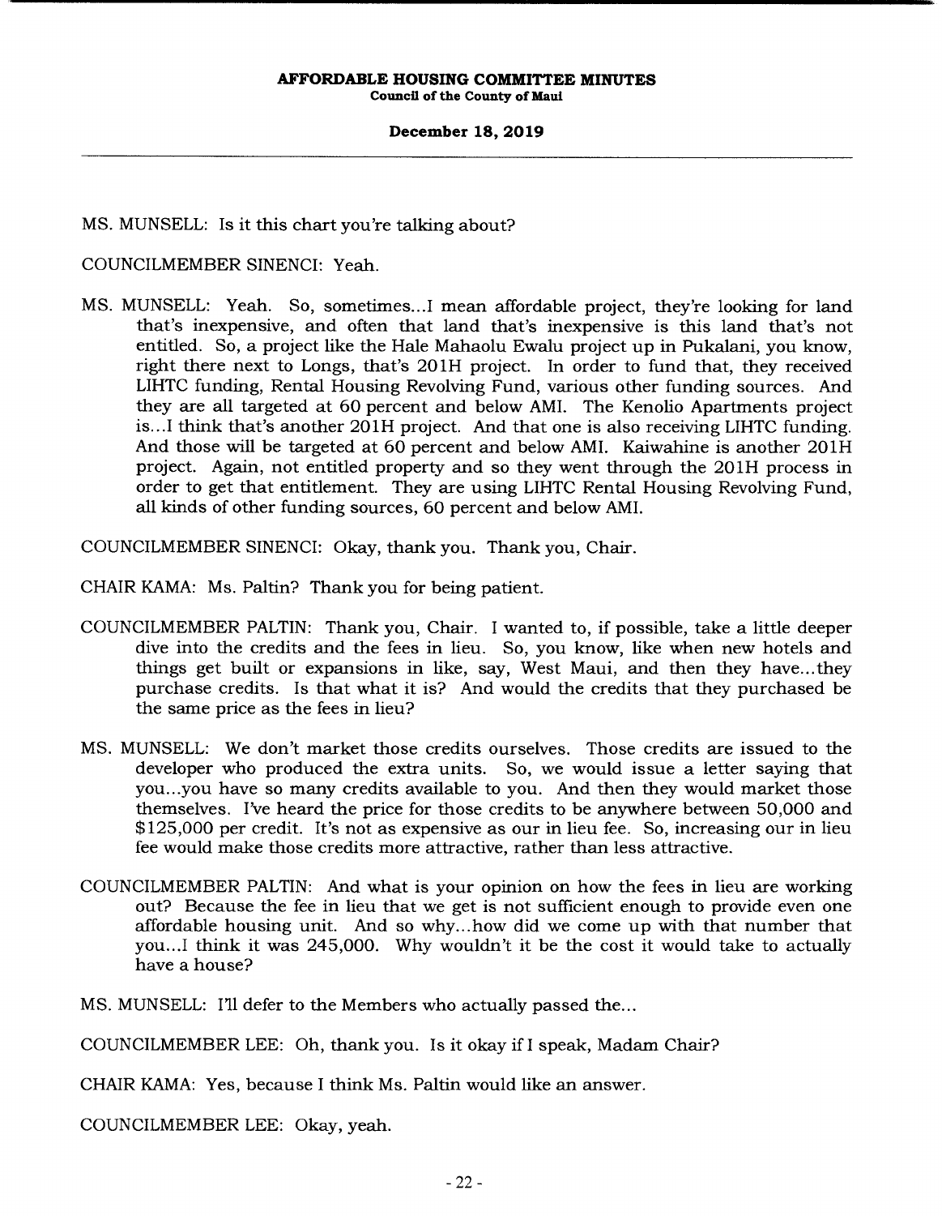MS. MUNSELL: Is it this chart you're talking about?

COUNCILMEMBER SINENCI: Yeah.

MS. MUNSELL: Yeah. So, sometimes...I mean affordable project, they're looking for land that's inexpensive, and often that land that's inexpensive is this land that's not entitled. So, a project like the Hale Mahaolu Ewalu project up in Pukalani, you know, right there next to Longs, that's 201H project. In order to fund that, they received LIHTC funding, Rental Housing Revolving Fund, various other funding sources. And they are all targeted at 60 percent and below AMI. The Kenolio Apartments project is...I think that's another 201H project. And that one is also receiving LIHTC funding. And those will be targeted at 60 percent and below AMI. Kaiwahine is another 201H project. Again, not entitled property and so they went through the 201H process in order to get that entitlement. They are using LIHTC Rental Housing Revolving Fund, all kinds of other funding sources, 60 percent and below AMI.

COUNCILMEMBER SINENCI: Okay, thank you. Thank you, Chair.

CHAIR KAMA: Ms. Paltin? Thank you for being patient.

COUNCILMEMBER PALTIN: Thank you, Chair. I wanted to, if possible, take a little deeper dive into the credits and the fees in lieu. So, you know, like when new hotels and things get built or expansions in like, say, West Maui, and then they have...they purchase credits. Is that what it is? And would the credits that they purchased be the same price as the fees in lieu?

MS. MUNSELL: We don't market those credits ourselves. Those credits are issued to the developer who produced the extra units. So, we would issue a letter saying that you...you have so many credits available to you. And then they would market those themselves. I've heard the price for those credits to be anywhere between 50,000 and $125,000 per credit. It's not as expensive as our in lieu fee. So, increasing our in lieu fee would make those credits more attractive, rather than less attractive.

COUNCILMEMBER PALTIN: And what is your opinion on how the fees in lieu are working out? Because the fee in lieu that we get is not sufficient enough to provide even one affordable housing unit. And so why...how did we come up with that number that you...I think it was 245,000. Why wouldn't it be the cost it would take to actually have a house?

MS. MUNSELL: I'll defer to the Members who actually passed the...

COUNCILMEMBER LEE: Oh, thank you. Is it okay if I speak, Madam Chair?

CHAIR KAMA: Yes, because I think Ms. Paltin would like an answer.

COUNCILMEMBER LEE: Okay, yeah.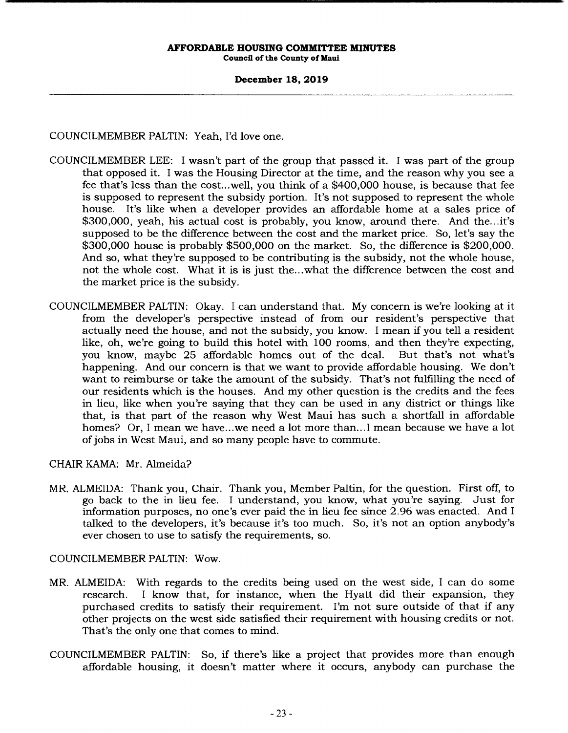COUNCILMEMBER PALTIN: Yeah, I'd love one.

COUNCILMEMBER LEE: I wasn't part of the group that passed it. I was part of the group that opposed it. I was the Housing Director at the time, and the reason why you see a fee that's less than the cost...well, you think of a $400,000 house, is because that fee is supposed to represent the subsidy portion. It's not supposed to represent the whole house. It's like when a developer provides an affordable home at a sales price of $300,000, yeah, his actual cost is probably, you know, around there. And the...it's supposed to be the difference between the cost and the market price. So, let's say the $300,000 house is probably $500,000 on the market. So, the difference is $200,000. And so, what they're supposed to be contributing is the subsidy, not the whole house, not the whole cost. What it is is just the...what the difference between the cost and the market price is the subsidy.

COUNCILMEMBER PALTIN: Okay. I can understand that. My concern is we're looking at it from the developer's perspective instead of from our resident's perspective that actually need the house, and not the subsidy, you know. I mean if you tell a resident like, oh, we're going to build this hotel with 100 rooms, and then they're expecting, you know, maybe 25 affordable homes out of the deal. But that's not what's happening. And our concern is that we want to provide affordable housing. We don't want to reimburse or take the amount of the subsidy. That's not fulfilling the need of our residents which is the houses. And my other question is the credits and the fees in lieu, like when you're saying that they can be used in any district or things like that, is that part of the reason why West Maui has such a shortfall in affordable homes? Or, I mean we have...we need a lot more than...I mean because we have a lot of jobs in West Maui, and so many people have to commute.

CHAIR KAMA: Mr. Almeida?

MR. ALMEIDA: Thank you, Chair. Thank you, Member Paltin, for the question. First off, to go back to the in lieu fee. I understand, you know, what you're saying. Just for information purposes, no one's ever paid the in lieu fee since 2.96 was enacted. And I talked to the developers, it's because it's too much. So, it's not an option anybody's ever chosen to use to satisfy the requirements, so.

COUNCILMEMBER PALTIN: Wow.

MR. ALMEIDA: With regards to the credits being used on the west side, I can do some research. I know that, for instance, when the Hyatt did their expansion, they purchased credits to satisfy their requirement. I'm not sure outside of that if any other projects on the west side satisfied their requirement with housing credits or not. That's the only one that comes to mind.

COUNCILMEMBER PALTIN: So, if there's like a project that provides more than enough affordable housing, it doesn't matter where it occurs, anybody can purchase the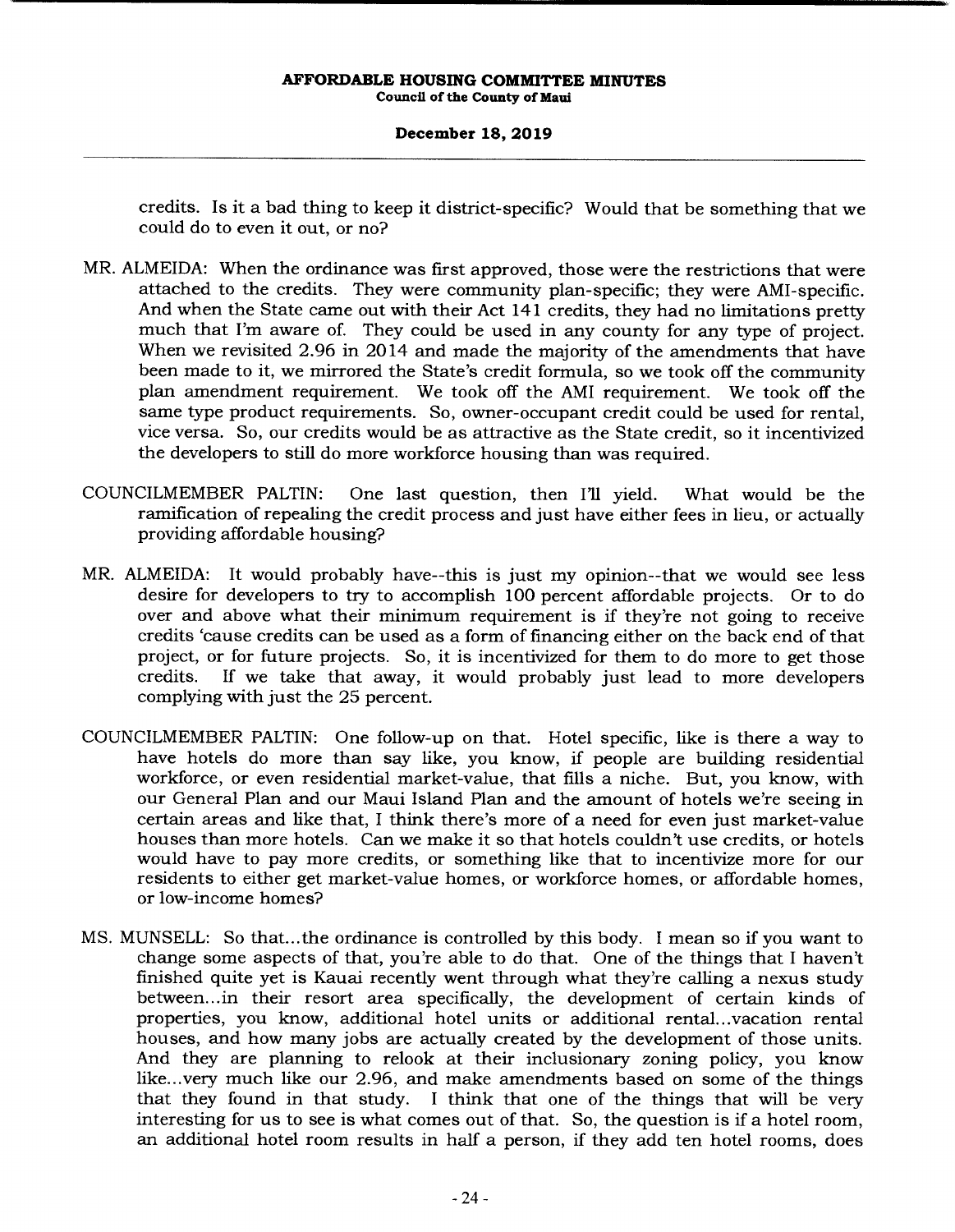credits. Is it a bad thing to keep it district-specific? Would that be something that we could do to even it out, or no?

MR. ALMEIDA: When the ordinance was first approved, those were the restrictions that were attached to the credits. They were community plan-specific; they were AMI-specific. And when the State came out with their Act 141 credits, they had no limitations pretty much that I'm aware of. They could be used in any county for any type of project. When we revisited 2.96 in 2014 and made the majority of the amendments that have been made to it, we mirrored the State's credit formula, so we took off the community plan amendment requirement. We took off the AMI requirement. We took off the same type product requirements. So, owner-occupant credit could be used for rental, vice versa. So, our credits would be as attractive as the State credit, so it incentivized the developers to still do more workforce housing than was required.

COUNCILMEMBER PALTIN: One last question, then I'll yield. What would be the ramification of repealing the credit process and just have either fees in lieu, or actually providing affordable housing?

MR. ALMEIDA: It would probably have--this is just my opinion--that we would see less desire for developers to try to accomplish 100 percent affordable projects. Or to do over and above what their minimum requirement is if they're not going to receive credits 'cause credits can be used as a form of financing either on the back end of that project, or for future projects. So, it is incentivized for them to do more to get those credits. If we take that away, it would probably just lead to more developers complying with just the 25 percent.

COUNCILMEMBER PALTIN: One follow-up on that. Hotel specific, like is there a way to have hotels do more than say like, you know, if people are building residential workforce, or even residential market-value, that fills a niche. But, you know, with our General Plan and our Maui Island Plan and the amount of hotels we're seeing in certain areas and like that, I think there's more of a need for even just market-value houses than more hotels. Can we make it so that hotels couldn't use credits, or hotels would have to pay more credits, or something like that to incentivize more for our residents to either get market-value homes, or workforce homes, or affordable homes, or low-income homes?

MS. MUNSELL: So that...the ordinance is controlled by this body. I mean so if you want to change some aspects of that, you're able to do that. One of the things that I haven't finished quite yet is Kauai recently went through what they're calling a nexus study between...in their resort area specifically, the development of certain kinds of properties, you know, additional hotel units or additional rental...vacation rental houses, and how many jobs are actually created by the development of those units. And they are planning to relook at their inclusionary zoning policy, you know like...very much like our 2.96, and make amendments based on some of the things that they found in that study. I think that one of the things that will be very interesting for us to see is what comes out of that. So, the question is if a hotel room, an additional hotel room results in half a person, if they add ten hotel rooms, does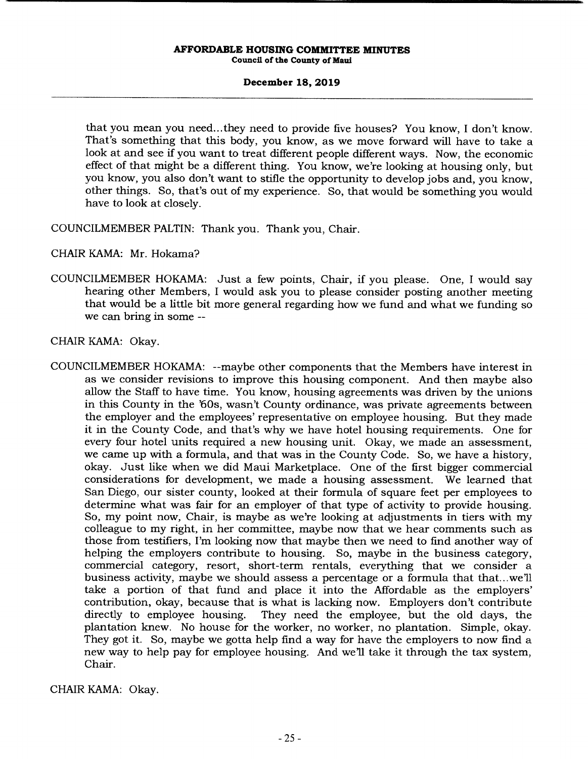that you mean you need...they need to provide five houses? You know, I don't know. That's something that this body, you know, as we move forward will have to take a look at and see if you want to treat different people different ways. Now, the economic effect of that might be a different thing. You know, we're looking at housing only, but you know, you also don't want to stifle the opportunity to develop jobs and, you know, other things. So, that's out of my experience. So, that would be something you would have to look at closely.

COUNCILMEMBER PALTIN: Thank you. Thank you, Chair.

CHAIR KAMA: Mr. Hokama?

COUNCILMEMBER HOKAMA: Just a few points, Chair, if you please. One, I would say hearing other Members, I would ask you to please consider posting another meeting that would be a little bit more general regarding how we fund and what we funding so we can bring in some --

CHAIR KAMA: Okay.

COUNCILMEMBER HOKAMA: --maybe other components that the Members have interest in as we consider revisions to improve this housing component. And then maybe also allow the Staff to have time. You know, housing agreements was driven by the unions in this County in the '60s, wasn't County ordinance, was private agreements between the employer and the employees' representative on employee housing. But they made it in the County Code, and that's why we have hotel housing requirements. One for every four hotel units required a new housing unit. Okay, we made an assessment, we came up with a formula, and that was in the County Code. So, we have a history, okay. Just like when we did Maui Marketplace. One of the first bigger commercial considerations for development, we made a housing assessment. We learned that San Diego, our sister county, looked at their formula of square feet per employees to determine what was fair for an employer of that type of activity to provide housing. So, my point now, Chair, is maybe as we're looking at adjustments in tiers with my colleague to my right, in her committee, maybe now that we hear comments such as those from testifiers, I'm looking now that maybe then we need to find another way of helping the employers contribute to housing. So, maybe in the business category, commercial category, resort, short-term rentals, everything that we consider a business activity, maybe we should assess a percentage or a formula that that...we'll take a portion of that fund and place it into the Affordable as the employers' contribution, okay, because that is what is lacking now. Employers don't contribute directly to employee housing. They need the employee, but the old days, the plantation knew. No house for the worker, no worker, no plantation. Simple, okay. They got it. So, maybe we gotta help find a way for have the employers to now find a new way to help pay for employee housing. And we'll take it through the tax system, Chair.

CHAIR KAMA: Okay.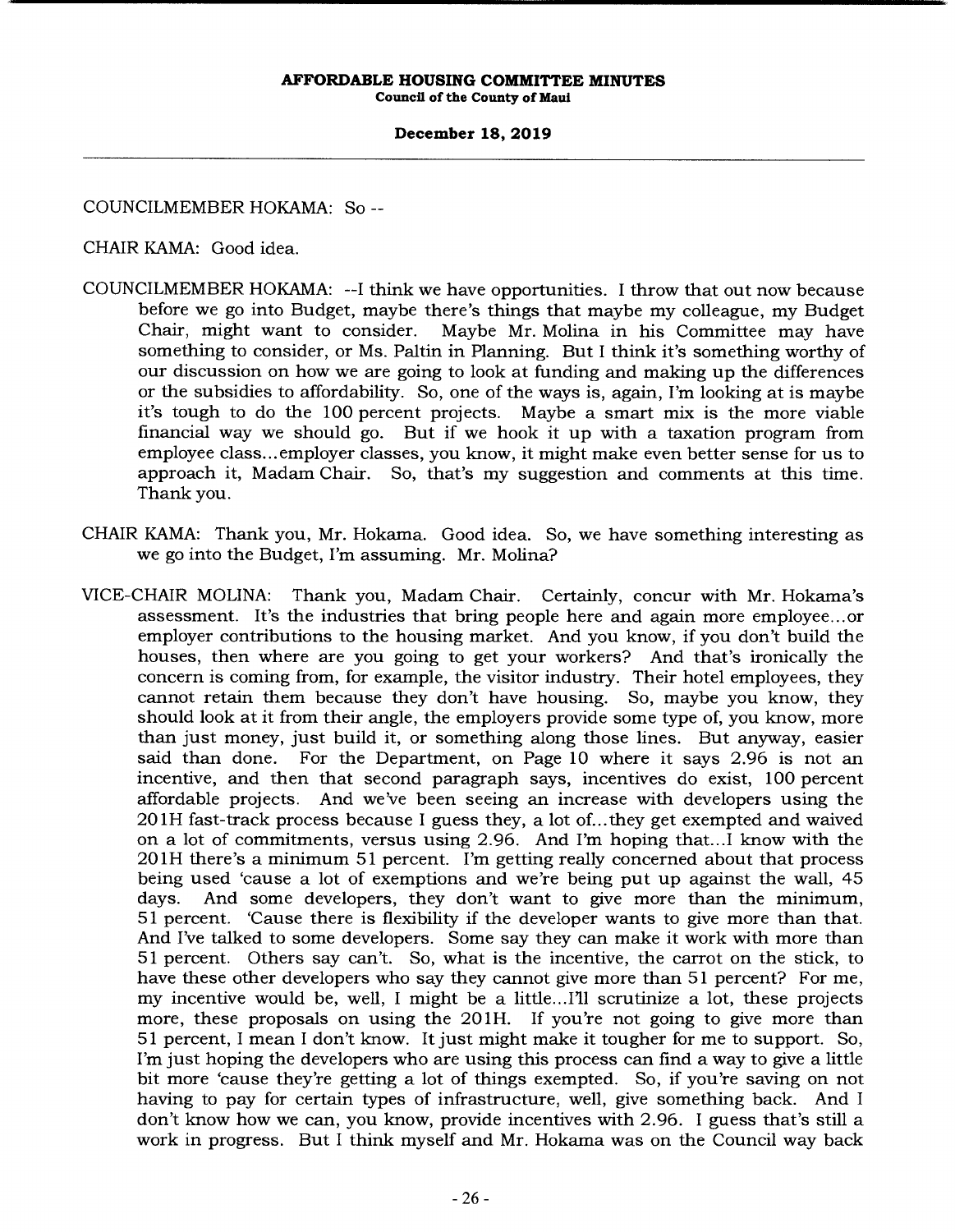COUNCILMEMBER HOKAMA: So --

CHAIR KAMA: Good idea.

COUNCILMEMBER HOKAMA: --I think we have opportunities. I throw that out now because before we go into Budget, maybe there's things that maybe my colleague, my Budget Chair, might want to consider. Maybe Mr. Molina in his Committee may have something to consider, or Ms. Paltin in Planning. But I think it's something worthy of our discussion on how we are going to look at funding and making up the differences or the subsidies to affordability. So, one of the ways is, again, I'm looking at is maybe it's tough to do the 100 percent projects. Maybe a smart mix is the more viable financial way we should go. But if we hook it up with a taxation program from employee class...employer classes, you know, it might make even better sense for us to approach it, Madam Chair. So, that's my suggestion and comments at this time. Thank you.

CHAIR KAMA: Thank you, Mr. Hokama. Good idea. So, we have something interesting as we go into the Budget, I'm assuming. Mr. Molina?

VICE-CHAIR MOLINA: Thank you, Madam Chair. Certainly, concur with Mr. Hokama's assessment. It's the industries that bring people here and again more employee...or employer contributions to the housing market. And you know, if you don't build the houses, then where are you going to get your workers? And that's ironically the concern is coming from, for example, the visitor industry. Their hotel employees, they cannot retain them because they don't have housing. So, maybe you know, they should look at it from their angle, the employers provide some type of, you know, more than just money, just build it, or something along those lines. But anyway, easier said than done. For the Department, on Page 10 where it says 2.96 is not an incentive, and then that second paragraph says, incentives do exist, 100 percent affordable projects. And we've been seeing an increase with developers using the 201H fast-track process because I guess they, a lot of...they get exempted and waived on a lot of commitments, versus using 2.96. And I'm hoping that...I know with the 201H there's a minimum 51 percent. I'm getting really concerned about that process being used 'cause a lot of exemptions and we're being put up against the wall, 45 days. And some developers, they don't want to give more than the minimum, 51 percent. 'Cause there is flexibility if the developer wants to give more than that. And I've talked to some developers. Some say they can make it work with more than 51 percent. Others say can't. So, what is the incentive, the carrot on the stick, to have these other developers who say they cannot give more than 51 percent? For me, my incentive would be, well, I might be a little...I'll scrutinize a lot, these projects more, these proposals on using the 201H. If you're not going to give more than 51 percent, I mean I don't know. It just might make it tougher for me to support. So, I'm just hoping the developers who are using this process can find a way to give a little bit more 'cause they're getting a lot of things exempted. So, if you're saving on not having to pay for certain types of infrastructure, well, give something back. And I don't know how we can, you know, provide incentives with 2.96. I guess that's still a work in progress. But I think myself and Mr. Hokama was on the Council way back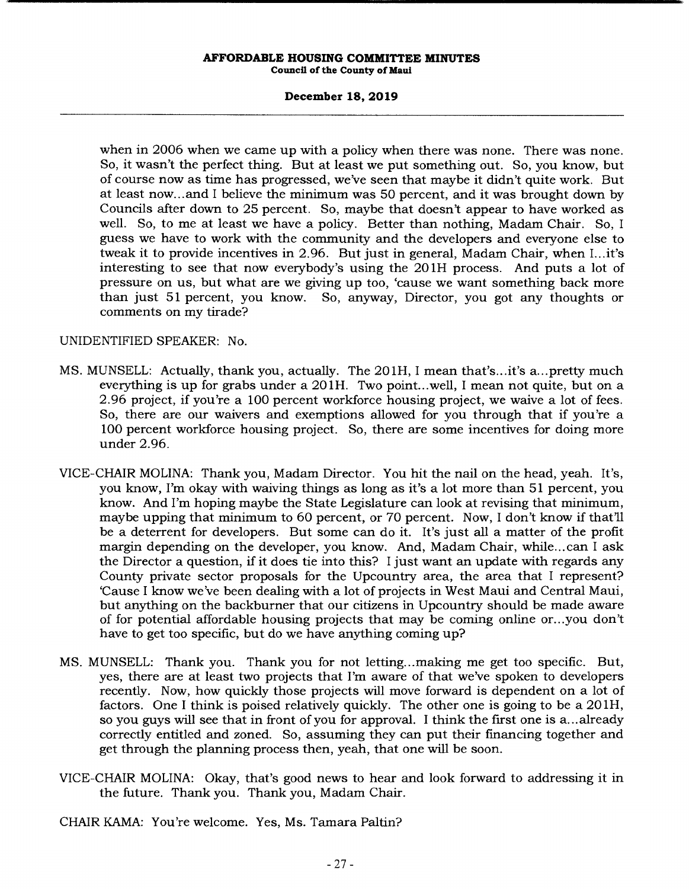when in 2006 when we came up with a policy when there was none. There was none. So, it wasn't the perfect thing. But at least we put something out. So, you know, but of course now as time has progressed, we've seen that maybe it didn't quite work. But at least now...and I believe the minimum was 50 percent, and it was brought down by Councils after down to 25 percent. So, maybe that doesn't appear to have worked as well. So, to me at least we have a policy. Better than nothing, Madam Chair. So, I guess we have to work with the community and the developers and everyone else to tweak it to provide incentives in 2.96. But just in general, Madam Chair, when I...it's interesting to see that now everybody's using the 201H process. And puts a lot of pressure on us, but what are we giving up too, 'cause we want something back more than just 51 percent, you know. So, anyway, Director, you got any thoughts or comments on my tirade?

UNIDENTIFIED SPEAKER: No.

MS. MUNSELL: Actually, thank you, actually. The 201H, I mean that's...it's a...pretty much everything is up for grabs under a 201H. Two point...well, I mean not quite, but on a 2.96 project, if you're a 100 percent workforce housing project, we waive a lot of fees. So, there are our waivers and exemptions allowed for you through that if you're a 100 percent workforce housing project. So, there are some incentives for doing more under 2.96.

VICE-CHAIR MOLINA: Thank you, Madam Director. You hit the nail on the head, yeah. It's, you know, I'm okay with waiving things as long as it's a lot more than 51 percent, you know. And I'm hoping maybe the State Legislature can look at revising that minimum, maybe upping that minimum to 60 percent, or 70 percent. Now, I don't know if that'll be a deterrent for developers. But some can do it. It's just all a matter of the profit margin depending on the developer, you know. And, Madam Chair, while...can I ask the Director a question, if it does tie into this? I just want an update with regards any County private sector proposals for the Upcountry area, the area that I represent? 'Cause I know we've been dealing with a lot of projects in West Maui and Central Maui, but anything on the backburner that our citizens in Upcountry should be made aware of for potential affordable housing projects that may be coming online or...you don't have to get too specific, but do we have anything coming up?

MS. MUNSELL: Thank you. Thank you for not letting...making me get too specific. But, yes, there are at least two projects that I'm aware of that we've spoken to developers recently. Now, how quickly those projects will move forward is dependent on a lot of factors. One I think is poised relatively quickly. The other one is going to be a 201H, so you guys will see that in front of you for approval. I think the first one is a...already correctly entitled and zoned. So, assuming they can put their financing together and get through the planning process then, yeah, that one will be soon.

VICE-CHAIR MOLINA: Okay, that's good news to hear and look forward to addressing it in the future. Thank you. Thank you, Madam Chair.

CHAIR KAMA: You're welcome. Yes, Ms. Tamara Paltin?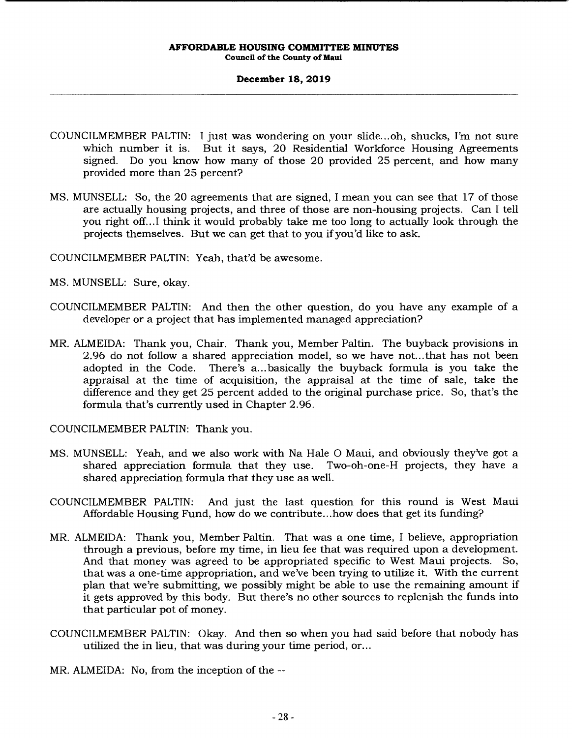COUNCILMEMBER PALTIN: I just was wondering on your slide...oh, shucks, I'm not sure which number it is. But it says, 20 Residential Workforce Housing Agreements signed. Do you know how many of those 20 provided 25 percent, and how many provided more than 25 percent?

MS. MUNSELL: So, the 20 agreements that are signed, I mean you can see that 17 of those are actually housing projects, and three of those are non-housing projects. Can I tell you right off...I think it would probably take me too long to actually look through the projects themselves. But we can get that to you if you'd like to ask.

COUNCILMEMBER PALTIN: Yeah, that'd be awesome.

MS. MUNSELL: Sure, okay.

COUNCILMEMBER PALTIN: And then the other question, do you have any example of a developer or a project that has implemented managed appreciation?

MR. ALMEIDA: Thank you, Chair. Thank you, Member Paltin. The buyback provisions in 2.96 do not follow a shared appreciation model, so we have not...that has not been adopted in the Code. There's a...basically the buyback formula is you take the appraisal at the time of acquisition, the appraisal at the time of sale, take the difference and they get 25 percent added to the original purchase price. So, that's the formula that's currently used in Chapter 2.96.

COUNCILMEMBER PALTIN: Thank you.

MS. MUNSELL: Yeah, and we also work with Na Hale O Maui, and obviously they've got a shared appreciation formula that they use. Two-oh-one-H projects, they have a shared appreciation formula that they use as well.

COUNCILMEMBER PALTIN: And just the last question for this round is West Maui Affordable Housing Fund, how do we contribute...how does that get its funding?

MR. ALMEIDA: Thank you, Member Paltin. That was a one-time, I believe, appropriation through a previous, before my time, in lieu fee that was required upon a development. And that money was agreed to be appropriated specific to West Maui projects. So, that was a one-time appropriation, and we've been trying to utilize it. With the current plan that we're submitting, we possibly might be able to use the remaining amount if it gets approved by this body. But there's no other sources to replenish the funds into that particular pot of money.

COUNCILMEMBER PALTIN: Okay. And then so when you had said before that nobody has utilized the in lieu, that was during your time period, or...

MR. ALMEIDA: No, from the inception of the --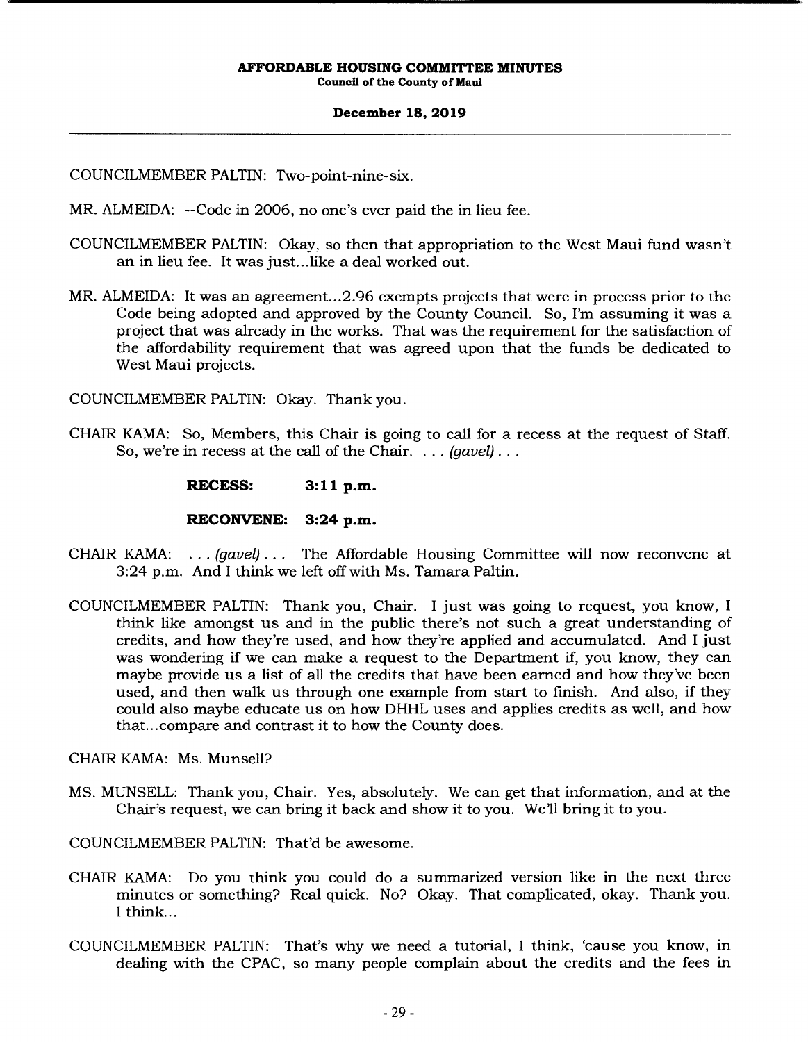COUNCILMEMBER PALTIN: Two-point-nine-six.

MR. ALMEIDA: --Code in 2006, no one's ever paid the in lieu fee.

COUNCILMEMBER PALTIN: Okay, so then that appropriation to the West Maui fund wasn't an in lieu fee. It was just...like a deal worked out.

MR. ALMEIDA: It was an agreement...2.96 exempts projects that were in process prior to the Code being adopted and approved by the County Council. So, I'm assuming it was a project that was already in the works. That was the requirement for the satisfaction of the affordability requirement that was agreed upon that the funds be dedicated to West Maui projects.

COUNCILMEMBER PALTIN: Okay. Thank you.

CHAIR KAMA: So, Members, this Chair is going to call for a recess at the request of Staff. So, we're in recess at the call of the Chair. . . . *(gavel)* . . .

**RECESS: 3:11 p.m.**

**RECONVENE: 3:24 p.m.**

CHAIR KAMA: . . . *(gavel)* . . . The Affordable Housing Committee will now reconvene at 3:24 p.m. And I think we left off with Ms. Tamara Paltin.

COUNCILMEMBER PALTIN: Thank you, Chair. I just was going to request, you know, I think like amongst us and in the public there's not such a great understanding of credits, and how they're used, and how they're applied and accumulated. And I just was wondering if we can make a request to the Department if, you know, they can maybe provide us a list of all the credits that have been earned and how they've been used, and then walk us through one example from start to finish. And also, if they could also maybe educate us on how DHHL uses and applies credits as well, and how that...compare and contrast it to how the County does.

CHAIR KAMA: Ms. Munsell?

MS. MUNSELL: Thank you, Chair. Yes, absolutely. We can get that information, and at the Chair's request, we can bring it back and show it to you. We'll bring it to you.

COUNCILMEMBER PALTIN: That'd be awesome.

CHAIR KAMA: Do you think you could do a summarized version like in the next three minutes or something? Real quick. No? Okay. That complicated, okay. Thank you. I think...

COUNCILMEMBER PALTIN: That's why we need a tutorial, I think, 'cause you know, in dealing with the CPAC, so many people complain about the credits and the fees in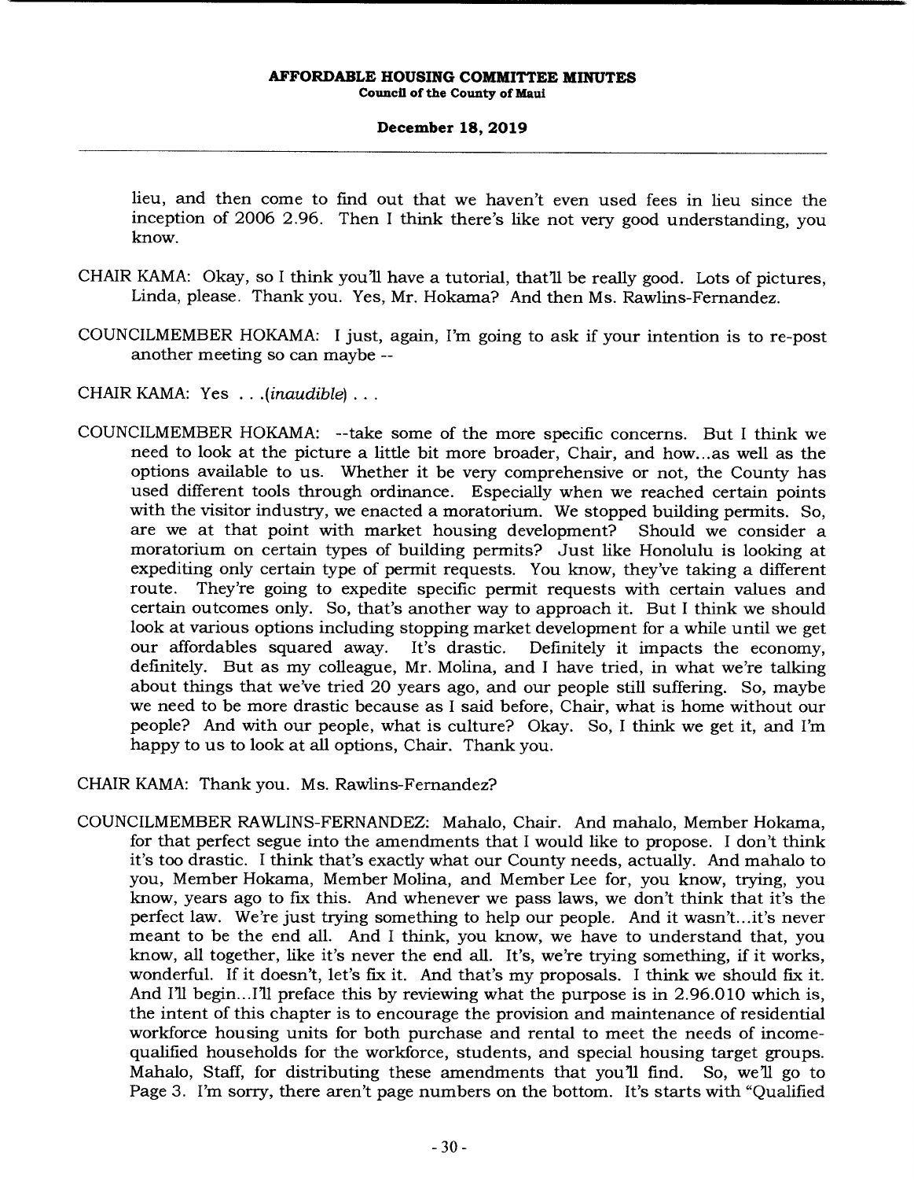lieu, and then come to find out that we haven't even used fees in lieu since the inception of 2006 2.96. Then I think there's like not very good understanding, you know.

CHAIR KAMA: Okay, so I think you'll have a tutorial, that'll be really good. Lots of pictures, Linda, please. Thank you. Yes, Mr. Hokama? And then Ms. Rawlins-Fernandez.

COUNCILMEMBER HOKAMA: I just, again, I'm going to ask if your intention is to re-post another meeting so can maybe --

CHAIR KAMA: Yes . . .*(inaudible)* . . .

COUNCILMEMBER HOKAMA: --take some of the more specific concerns. But I think we need to look at the picture a little bit more broader, Chair, and how...as well as the options available to us. Whether it be very comprehensive or not, the County has used different tools through ordinance. Especially when we reached certain points with the visitor industry, we enacted a moratorium. We stopped building permits. So, are we at that point with market housing development? Should we consider a moratorium on certain types of building permits? Just like Honolulu is looking at expediting only certain type of permit requests. You know, they've taking a different route. They're going to expedite specific permit requests with certain values and certain outcomes only. So, that's another way to approach it. But I think we should look at various options including stopping market development for a while until we get our affordables squared away. It's drastic. Definitely it impacts the economy, definitely. But as my colleague, Mr. Molina, and I have tried, in what we're talking about things that we've tried 20 years ago, and our people still suffering. So, maybe we need to be more drastic because as I said before, Chair, what is home without our people? And with our people, what is culture? Okay. So, I think we get it, and I'm happy to us to look at all options, Chair. Thank you.

CHAIR KAMA: Thank you. Ms. Rawlins-Fernandez?

COUNCILMEMBER RAWLINS-FERNANDEZ: Mahalo, Chair. And mahalo, Member Hokama, for that perfect segue into the amendments that I would like to propose. I don't think it's too drastic. I think that's exactly what our County needs, actually. And mahalo to you, Member Hokama, Member Molina, and Member Lee for, you know, trying, you know, years ago to fix this. And whenever we pass laws, we don't think that it's the perfect law. We're just trying something to help our people. And it wasn't...it's never meant to be the end all. And I think, you know, we have to understand that, you know, all together, like it's never the end all. It's, we're trying something, if it works, wonderful. If it doesn't, let's fix it. And that's my proposals. I think we should fix it. And I'll begin...I'll preface this by reviewing what the purpose is in 2.96.010 which is, the intent of this chapter is to encourage the provision and maintenance of residential workforce housing units for both purchase and rental to meet the needs of income-qualified households for the workforce, students, and special housing target groups. Mahalo, Staff, for distributing these amendments that you'll find. So, we'll go to Page 3. I'm sorry, there aren't page numbers on the bottom. It's starts with "Qualified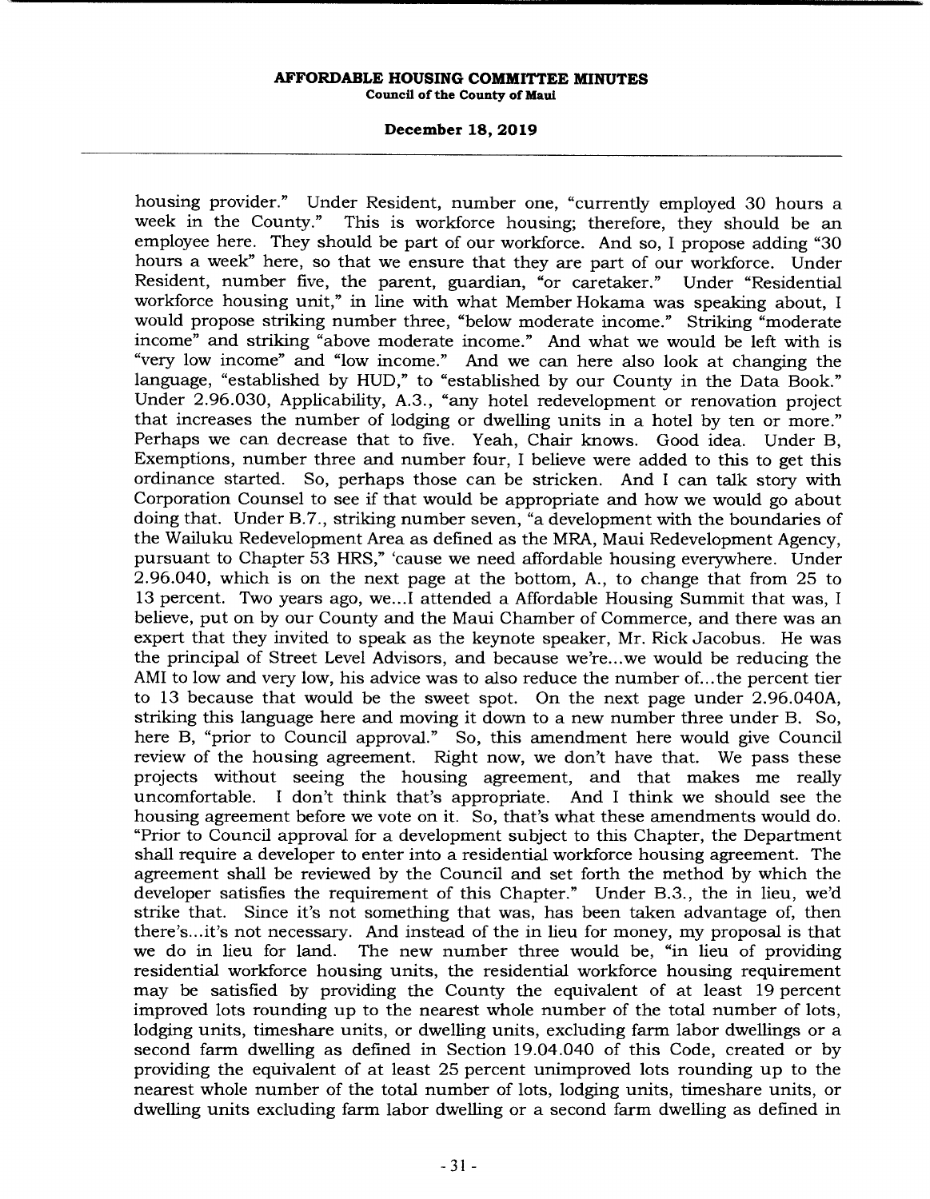housing provider." Under Resident, number one, "currently employed 30 hours a week in the County." This is workforce housing; therefore, they should be an employee here. They should be part of our workforce. And so, I propose adding "30 hours a week" here, so that we ensure that they are part of our workforce. Under Resident, number five, the parent, guardian, "or caretaker." Under "Residential workforce housing unit," in line with what Member Hokama was speaking about, I would propose striking number three, "below moderate income." Striking "moderate income" and striking "above moderate income." And what we would be left with is "very low income" and "low income." And we can here also look at changing the language, "established by HUD," to "established by our County in the Data Book." Under 2.96.030, Applicability, A.3., "any hotel redevelopment or renovation project that increases the number of lodging or dwelling units in a hotel by ten or more." Perhaps we can decrease that to five. Yeah, Chair knows. Good idea. Under B, Exemptions, number three and number four, I believe were added to this to get this ordinance started. So, perhaps those can be stricken. And I can talk story with Corporation Counsel to see if that would be appropriate and how we would go about doing that. Under B.7., striking number seven, "a development with the boundaries of the Wailuku Redevelopment Area as defined as the MRA, Maui Redevelopment Agency, pursuant to Chapter 53 HRS," 'cause we need affordable housing everywhere. Under 2.96.040, which is on the next page at the bottom, A., to change that from 25 to 13 percent. Two years ago, we...I attended a Affordable Housing Summit that was, I believe, put on by our County and the Maui Chamber of Commerce, and there was an expert that they invited to speak as the keynote speaker, Mr. Rick Jacobus. He was the principal of Street Level Advisors, and because we're...we would be reducing the AMI to low and very low, his advice was to also reduce the number of...the percent tier to 13 because that would be the sweet spot. On the next page under 2.96.040A, striking this language here and moving it down to a new number three under B. So, here B, "prior to Council approval." So, this amendment here would give Council review of the housing agreement. Right now, we don't have that. We pass these projects without seeing the housing agreement, and that makes me really uncomfortable. I don't think that's appropriate. And I think we should see the housing agreement before we vote on it. So, that's what these amendments would do. "Prior to Council approval for a development subject to this Chapter, the Department shall require a developer to enter into a residential workforce housing agreement. The agreement shall be reviewed by the Council and set forth the method by which the developer satisfies the requirement of this Chapter." Under B.3., the in lieu, we'd strike that. Since it's not something that was, has been taken advantage of, then there's...it's not necessary. And instead of the in lieu for money, my proposal is that we do in lieu for land. The new number three would be, "in lieu of providing residential workforce housing units, the residential workforce housing requirement may be satisfied by providing the County the equivalent of at least 19 percent improved lots rounding up to the nearest whole number of the total number of lots, lodging units, timeshare units, or dwelling units, excluding farm labor dwellings or a second farm dwelling as defined in Section 19.04.040 of this Code, created or by providing the equivalent of at least 25 percent unimproved lots rounding up to the nearest whole number of the total number of lots, lodging units, timeshare units, or dwelling units excluding farm labor dwelling or a second farm dwelling as defined in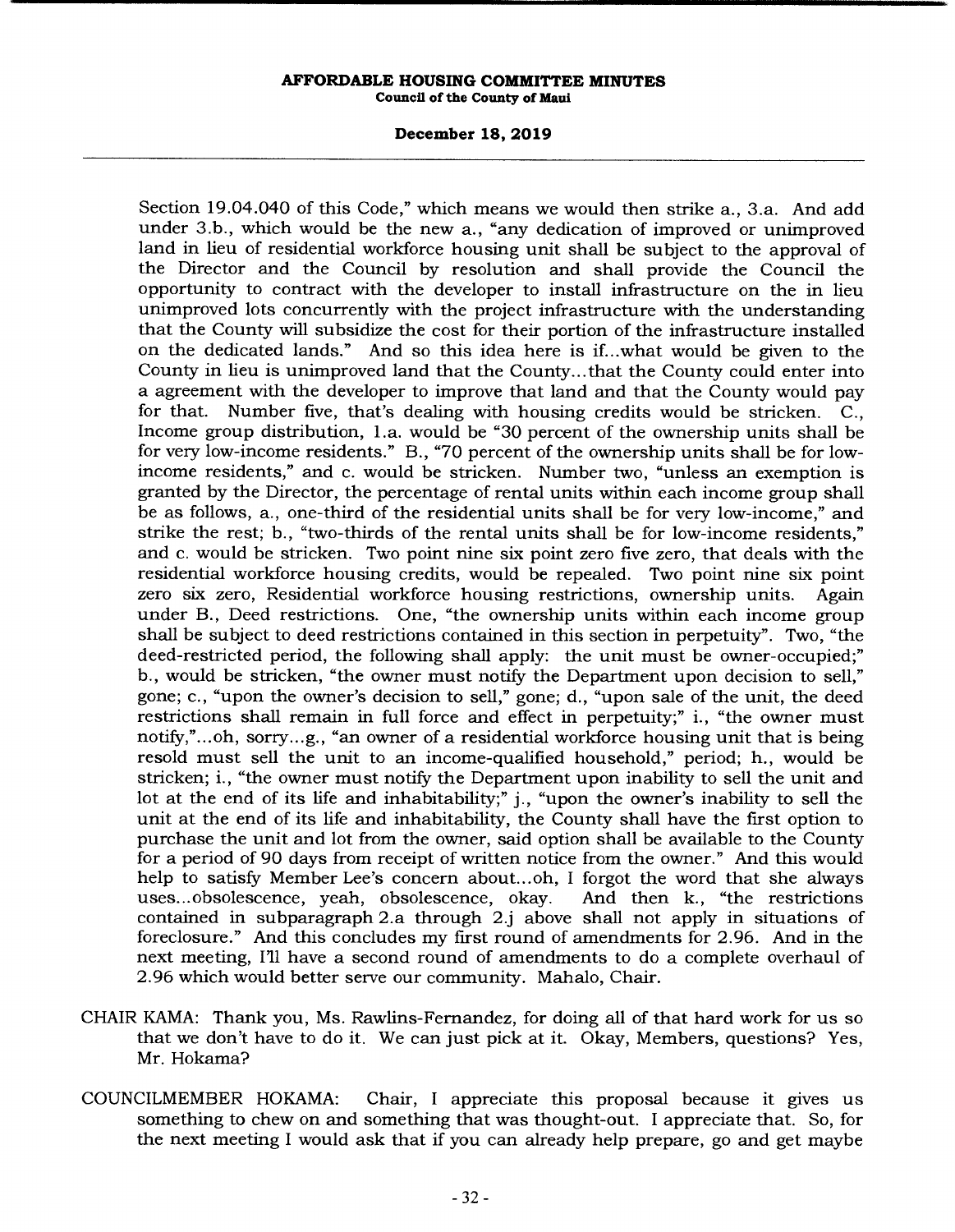Section 19.04.040 of this Code," which means we would then strike a., 3.a. And add under 3.b., which would be the new a., "any dedication of improved or unimproved land in lieu of residential workforce housing unit shall be subject to the approval of the Director and the Council by resolution and shall provide the Council the opportunity to contract with the developer to install infrastructure on the in lieu unimproved lots concurrently with the project infrastructure with the understanding that the County will subsidize the cost for their portion of the infrastructure installed on the dedicated lands." And so this idea here is if...what would be given to the County in lieu is unimproved land that the County...that the County could enter into a agreement with the developer to improve that land and that the County would pay for that. Number five, that's dealing with housing credits would be stricken. C., Income group distribution, 1.a. would be "30 percent of the ownership units shall be for very low-income residents." B., "70 percent of the ownership units shall be for low-income residents," and c. would be stricken. Number two, "unless an exemption is granted by the Director, the percentage of rental units within each income group shall be as follows, a., one-third of the residential units shall be for very low-income," and strike the rest; b., "two-thirds of the rental units shall be for low-income residents," and c. would be stricken. Two point nine six point zero five zero, that deals with the residential workforce housing credits, would be repealed. Two point nine six point zero six zero, Residential workforce housing restrictions, ownership units. Again under B., Deed restrictions. One, "the ownership units within each income group shall be subject to deed restrictions contained in this section in perpetuity". Two, "the deed-restricted period, the following shall apply: the unit must be owner-occupied;" b., would be stricken, "the owner must notify the Department upon decision to sell," gone; c., "upon the owner's decision to sell," gone; d., "upon sale of the unit, the deed restrictions shall remain in full force and effect in perpetuity;" i., "the owner must notify,"...oh, sorry...g., "an owner of a residential workforce housing unit that is being resold must sell the unit to an income-qualified household," period; h., would be stricken; i., "the owner must notify the Department upon inability to sell the unit and lot at the end of its life and inhabitability;" j., "upon the owner's inability to sell the unit at the end of its life and inhabitability, the County shall have the first option to purchase the unit and lot from the owner, said option shall be available to the County for a period of 90 days from receipt of written notice from the owner." And this would help to satisfy Member Lee's concern about...oh, I forgot the word that she always uses...obsolescence, yeah, obsolescence, okay. And then k., "the restrictions contained in subparagraph 2.a through 2.j above shall not apply in situations of foreclosure." And this concludes my first round of amendments for 2.96. And in the next meeting, I'll have a second round of amendments to do a complete overhaul of 2.96 which would better serve our community. Mahalo, Chair.

CHAIR KAMA: Thank you, Ms. Rawlins-Fernandez, for doing all of that hard work for us so that we don't have to do it. We can just pick at it. Okay, Members, questions? Yes, Mr. Hokama?

COUNCILMEMBER HOKAMA: Chair, I appreciate this proposal because it gives us something to chew on and something that was thought-out. I appreciate that. So, for the next meeting I would ask that if you can already help prepare, go and get maybe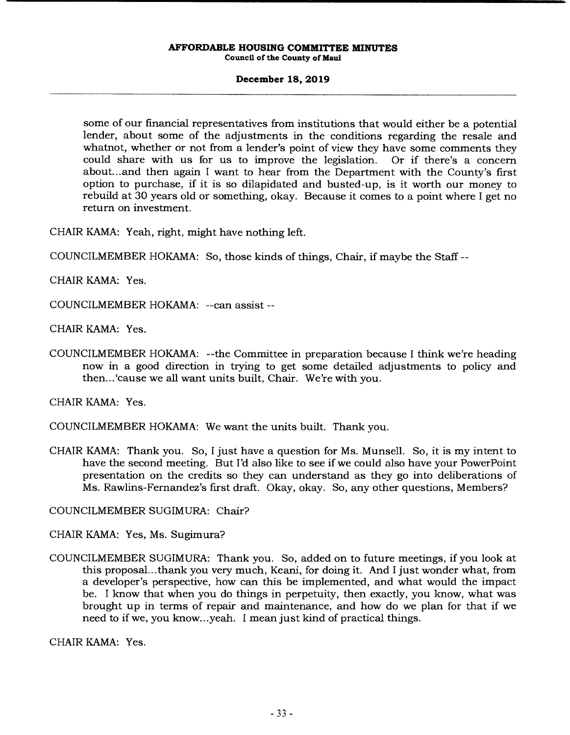some of our financial representatives from institutions that would either be a potential lender, about some of the adjustments in the conditions regarding the resale and whatnot, whether or not from a lender's point of view they have some comments they could share with us for us to improve the legislation. Or if there's a concern about...and then again I want to hear from the Department with the County's first option to purchase, if it is so dilapidated and busted-up, is it worth our money to rebuild at 30 years old or something, okay. Because it comes to a point where I get no return on investment.

CHAIR KAMA: Yeah, right, might have nothing left.

COUNCILMEMBER HOKAMA: So, those kinds of things, Chair, if maybe the Staff --

CHAIR KAMA: Yes.

COUNCILMEMBER HOKAMA: --can assist --

CHAIR KAMA: Yes.

COUNCILMEMBER HOKAMA: --the Committee in preparation because I think we're heading now in a good direction in trying to get some detailed adjustments to policy and then...'cause we all want units built, Chair. We're with you.

CHAIR KAMA: Yes.

COUNCILMEMBER HOKAMA: We want the units built. Thank you.

CHAIR KAMA: Thank you. So, I just have a question for Ms. Munsell. So, it is my intent to have the second meeting. But I'd also like to see if we could also have your PowerPoint presentation on the credits so they can understand as they go into deliberations of Ms. Rawlins-Fernandez's first draft. Okay, okay. So, any other questions, Members?

COUNCILMEMBER SUGIMURA: Chair?

CHAIR KAMA: Yes, Ms. Sugimura?

COUNCILMEMBER SUGIMURA: Thank you. So, added on to future meetings, if you look at this proposal...thank you very much, Keani, for doing it. And I just wonder what, from a developer's perspective, how can this be implemented, and what would the impact be. I know that when you do things in perpetuity, then exactly, you know, what was brought up in terms of repair and maintenance, and how do we plan for that if we need to if we, you know...yeah. I mean just kind of practical things.

CHAIR KAMA: Yes.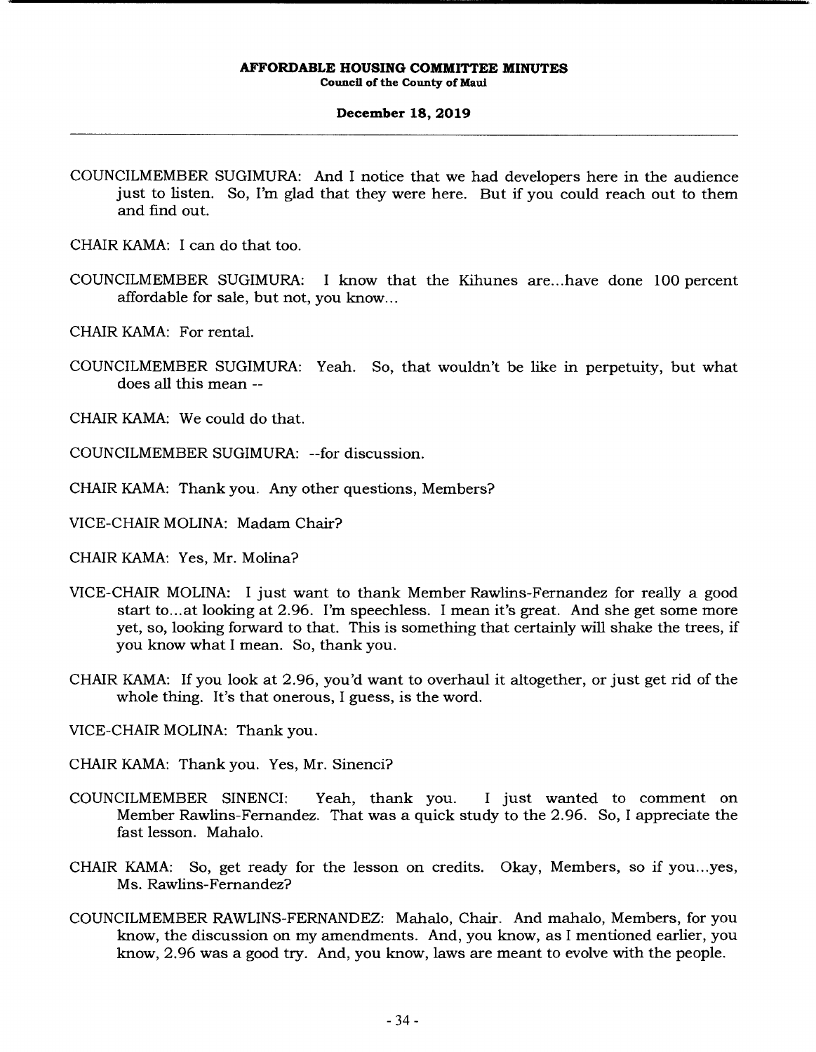COUNCILMEMBER SUGIMURA: And I notice that we had developers here in the audience just to listen. So, I'm glad that they were here. But if you could reach out to them and find out.

CHAIR KAMA: I can do that too.

COUNCILMEMBER SUGIMURA: I know that the Kihunes are...have done 100 percent affordable for sale, but not, you know...

CHAIR KAMA: For rental.

COUNCILMEMBER SUGIMURA: Yeah. So, that wouldn't be like in perpetuity, but what does all this mean --

CHAIR KAMA: We could do that.

COUNCILMEMBER SUGIMURA: --for discussion.

CHAIR KAMA: Thank you. Any other questions, Members?

VICE-CHAIR MOLINA: Madam Chair?

CHAIR KAMA: Yes, Mr. Molina?

VICE-CHAIR MOLINA: I just want to thank Member Rawlins-Fernandez for really a good start to...at looking at 2.96. I'm speechless. I mean it's great. And she get some more yet, so, looking forward to that. This is something that certainly will shake the trees, if you know what I mean. So, thank you.

CHAIR KAMA: If you look at 2.96, you'd want to overhaul it altogether, or just get rid of the whole thing. It's that onerous, I guess, is the word.

VICE-CHAIR MOLINA: Thank you.

CHAIR KAMA: Thank you. Yes, Mr. Sinenci?

COUNCILMEMBER SINENCI: Yeah, thank you. I just wanted to comment on Member Rawlins-Fernandez. That was a quick study to the 2.96. So, I appreciate the fast lesson. Mahalo.

CHAIR KAMA: So, get ready for the lesson on credits. Okay, Members, so if you...yes, Ms. Rawlins-Fernandez?

COUNCILMEMBER RAWLINS-FERNANDEZ: Mahalo, Chair. And mahalo, Members, for you know, the discussion on my amendments. And, you know, as I mentioned earlier, you know, 2.96 was a good try. And, you know, laws are meant to evolve with the people.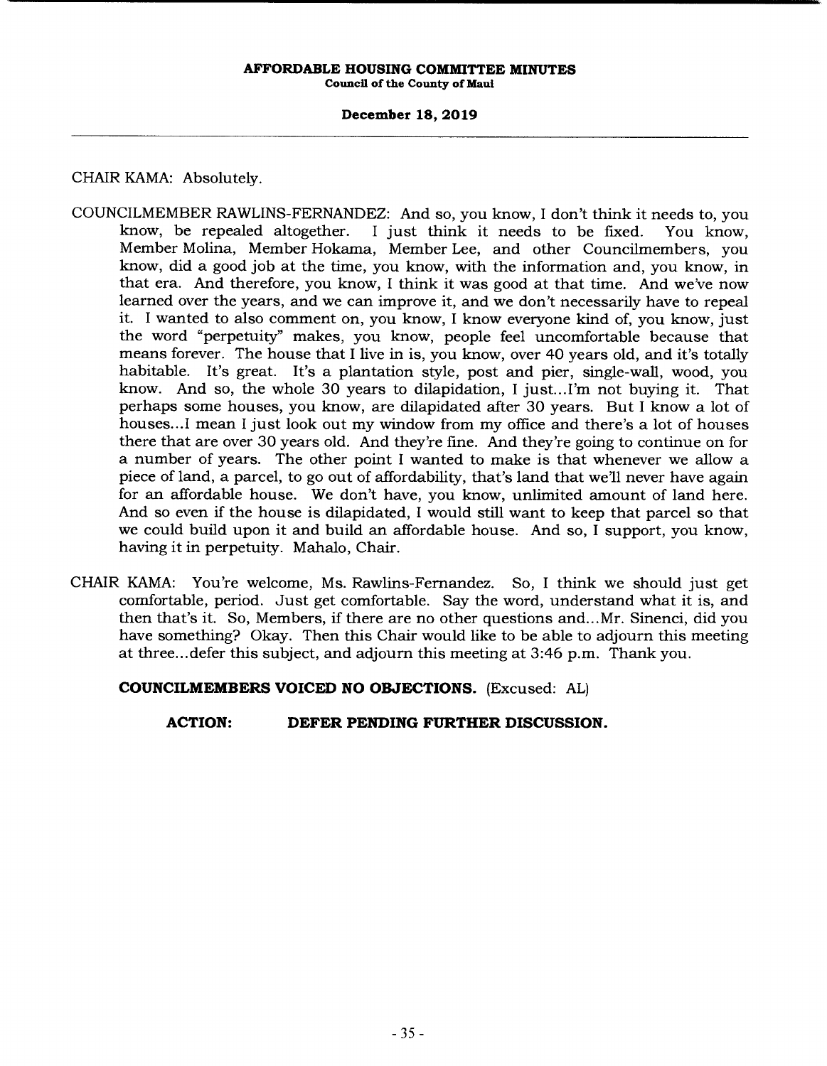CHAIR KAMA: Absolutely.

COUNCILMEMBER RAWLINS-FERNANDEZ: And so, you know, I don't think it needs to, you know, be repealed altogether. I just think it needs to be fixed. You know, Member Molina, Member Hokama, Member Lee, and other Councilmembers, you know, did a good job at the time, you know, with the information and, you know, in that era. And therefore, you know, I think it was good at that time. And we've now learned over the years, and we can improve it, and we don't necessarily have to repeal it. I wanted to also comment on, you know, I know everyone kind of, you know, just the word "perpetuity" makes, you know, people feel uncomfortable because that means forever. The house that I live in is, you know, over 40 years old, and it's totally habitable. It's great. It's a plantation style, post and pier, single-wall, wood, you know. And so, the whole 30 years to dilapidation, I just...I'm not buying it. That perhaps some houses, you know, are dilapidated after 30 years. But I know a lot of houses...I mean I just look out my window from my office and there's a lot of houses there that are over 30 years old. And they're fine. And they're going to continue on for a number of years. The other point I wanted to make is that whenever we allow a piece of land, a parcel, to go out of affordability, that's land that we'll never have again for an affordable house. We don't have, you know, unlimited amount of land here. And so even if the house is dilapidated, I would still want to keep that parcel so that we could build upon it and build an affordable house. And so, I support, you know, having it in perpetuity. Mahalo, Chair.

CHAIR KAMA: You're welcome, Ms. Rawlins-Fernandez. So, I think we should just get comfortable, period. Just get comfortable. Say the word, understand what it is, and then that's it. So, Members, if there are no other questions and...Mr. Sinenci, did you have something? Okay. Then this Chair would like to be able to adjourn this meeting at three...defer this subject, and adjourn this meeting at 3:46 p.m. Thank you.

**COUNCILMEMBERS VOICED NO OBJECTIONS.** (Excused: AL)

**ACTION: DEFER PENDING FURTHER DISCUSSION.**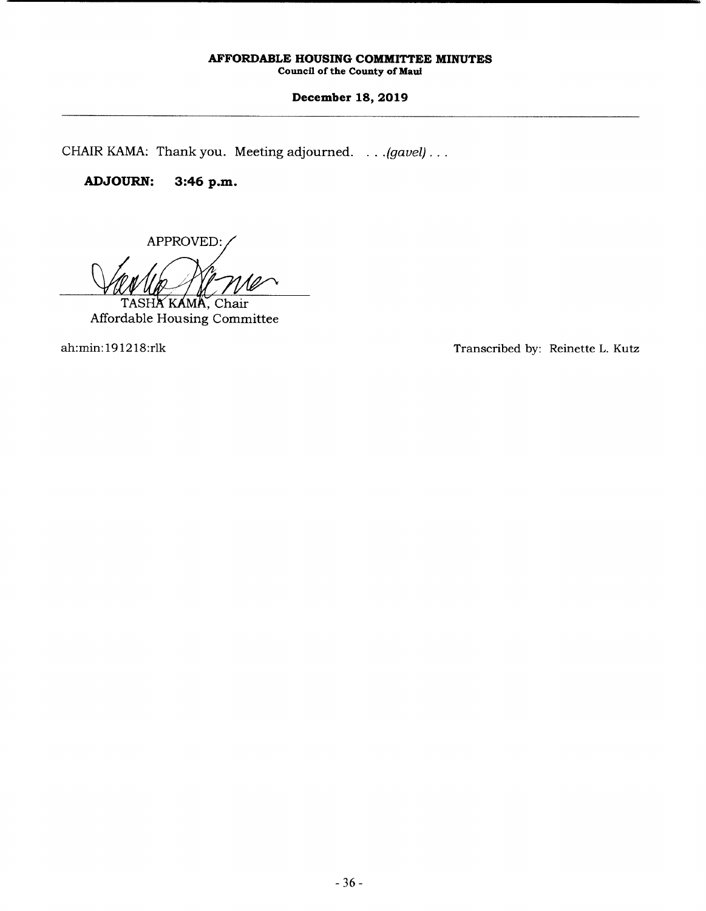CHAIR KAMA: Thank you. Meeting adjourned. . . .*(gavel)* . . .

**ADJOURN: 3:46 p.m.**

APPROVED:

TASHA KAMA, Chair
Affordable Housing Committee

ah:min:191218:rlk

Transcribed by: Reinette L. Kutz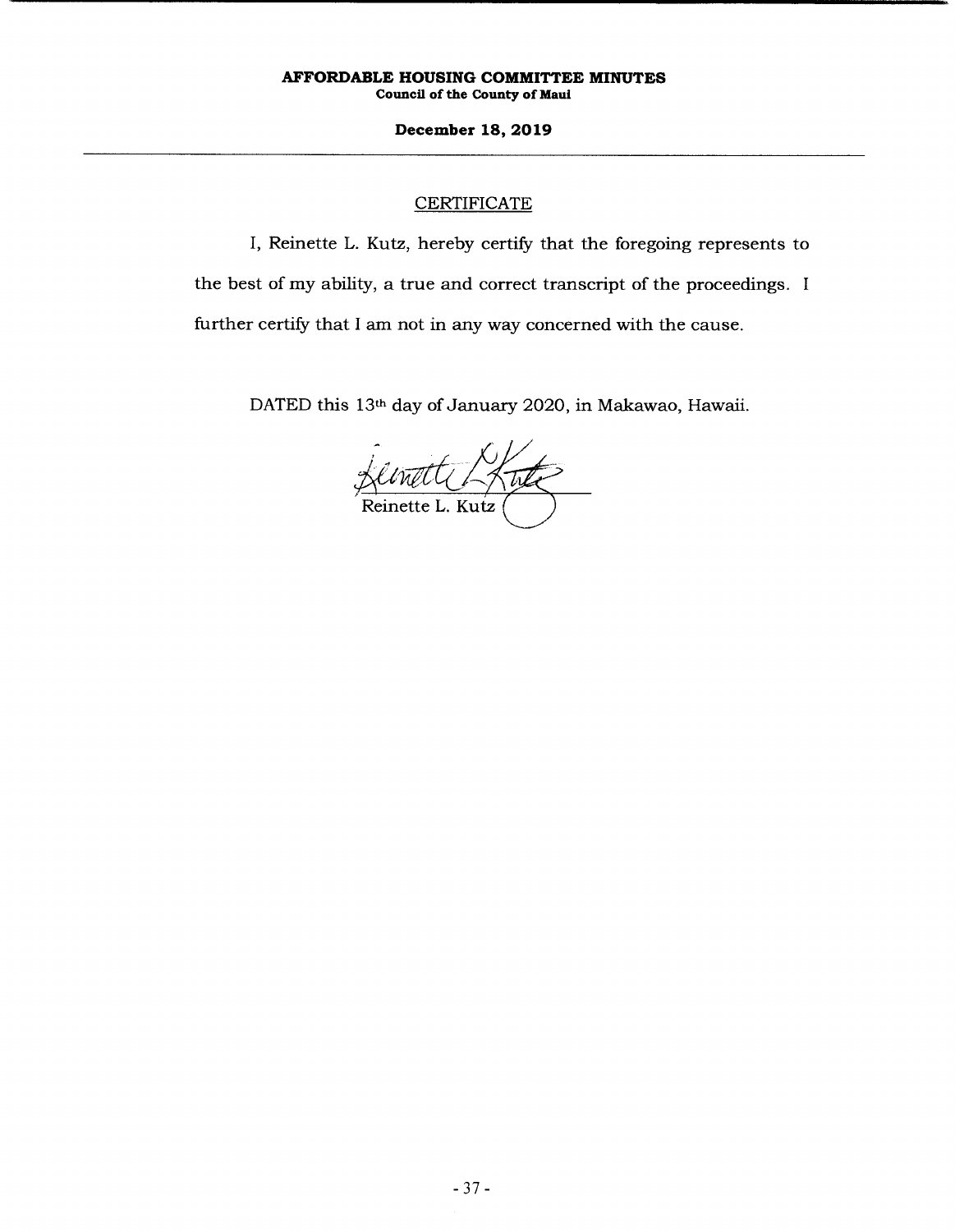## CERTIFICATE

I, Reinette L. Kutz, hereby certify that the foregoing represents to the best of my ability, a true and correct transcript of the proceedings. I further certify that I am not in any way concerned with the cause.

DATED this 13th day of January 2020, in Makawao, Hawaii.

Reinette L. Kutz